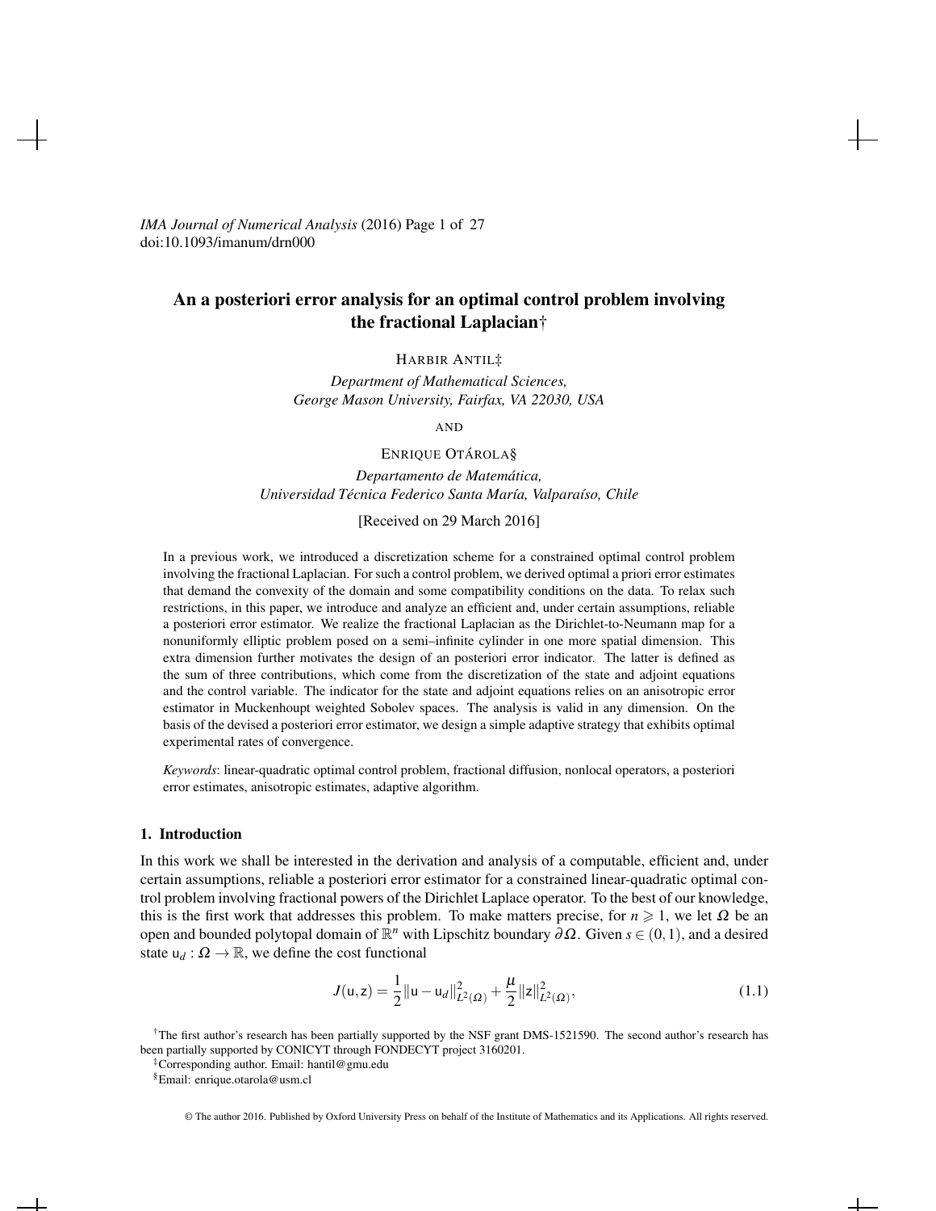# An a posteriori error analysis for an optimal control problem involving the fractional Laplacian†

HARBIR ANTIL‡

*Department of Mathematical Sciences, George Mason University, Fairfax, VA 22030, USA*

AND

ENRIQUE OTÁROLA§

*Departamento de Matemática, Universidad Técnica Federico Santa María, Valparaíso, Chile*

[Received on 29 March 2016]

In a previous work, we introduced a discretization scheme for a constrained optimal control problem involving the fractional Laplacian. For such a control problem, we derived optimal a priori error estimates that demand the convexity of the domain and some compatibility conditions on the data. To relax such restrictions, in this paper, we introduce and analyze an efficient and, under certain assumptions, reliable a posteriori error estimator. We realize the fractional Laplacian as the Dirichlet-to-Neumann map for a nonuniformly elliptic problem posed on a semi–infinite cylinder in one more spatial dimension. This extra dimension further motivates the design of an posteriori error indicator. The latter is defined as the sum of three contributions, which come from the discretization of the state and adjoint equations and the control variable. The indicator for the state and adjoint equations relies on an anisotropic error estimator in Muckenhoupt weighted Sobolev spaces. The analysis is valid in any dimension. On the basis of the devised a posteriori error estimator, we design a simple adaptive strategy that exhibits optimal experimental rates of convergence.

*Keywords*: linear-quadratic optimal control problem, fractional diffusion, nonlocal operators, a posteriori error estimates, anisotropic estimates, adaptive algorithm.

## 1. Introduction

In this work we shall be interested in the derivation and analysis of a computable, efficient and, under certain assumptions, reliable a posteriori error estimator for a constrained linear-quadratic optimal control problem involving fractional powers of the Dirichlet Laplace operator. To the best of our knowledge, this is the first work that addresses this problem. To make matters precise, for $n \geqslant 1$, we let $\Omega$ be an open and bounded polytopal domain of $\mathbb{R}^n$ with Lipschitz boundary $\partial\Omega$. Given $s \in (0,1)$, and a desired state $\mathsf{u}_d : \Omega \to \mathbb{R}$, we define the cost functional

$$J(\mathsf{u},\mathsf{z}) = \frac{1}{2}\|\mathsf{u}-\mathsf{u}_d\|^2_{L^2(\Omega)} + \frac{\mu}{2}\|\mathsf{z}\|^2_{L^2(\Omega)}, \tag{1.1}$$

†The first author's research has been partially supported by the NSF grant DMS-1521590. The second author's research has been partially supported by CONICYT through FONDECYT project 3160201.

‡Corresponding author. Email: hantil@gmu.edu

§Email: enrique.otarola@usm.cl

© The author 2016. Published by Oxford University Press on behalf of the Institute of Mathematics and its Applications. All rights reserved.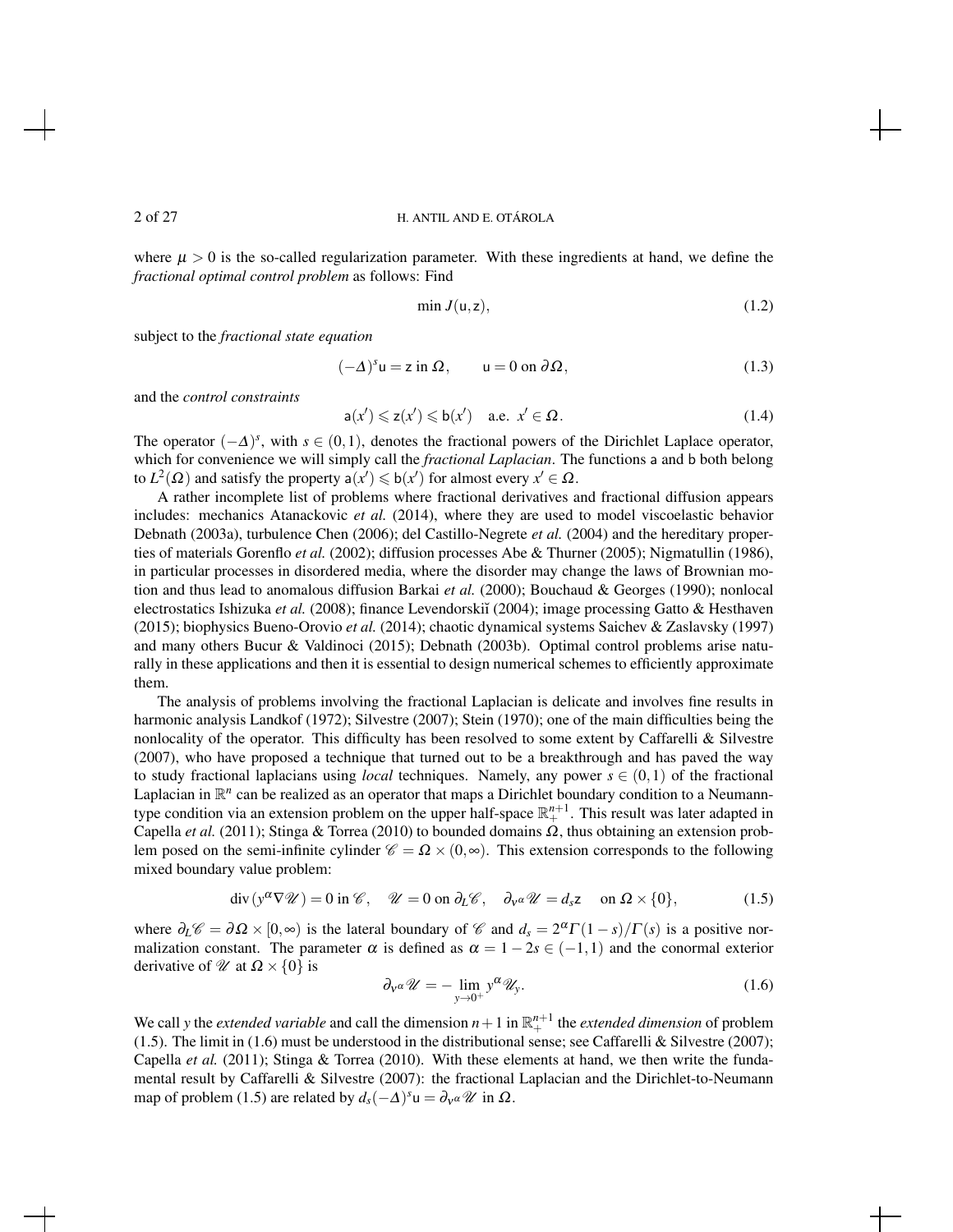where $\mu > 0$ is the so-called regularization parameter. With these ingredients at hand, we define the *fractional optimal control problem* as follows: Find

$$\min J(\mathsf{u}, \mathsf{z}), \tag{1.2}$$

subject to the *fractional state equation*

$$(-\Delta)^s \mathsf{u} = \mathsf{z} \text{ in } \Omega, \qquad \mathsf{u} = 0 \text{ on } \partial\Omega, \tag{1.3}$$

and the *control constraints*

$$\mathsf{a}(x') \leqslant \mathsf{z}(x') \leqslant \mathsf{b}(x') \quad \text{a.e. } x' \in \Omega. \tag{1.4}$$

The operator $(-\Delta)^s$, with $s \in (0,1)$, denotes the fractional powers of the Dirichlet Laplace operator, which for convenience we will simply call the *fractional Laplacian*. The functions $\mathsf{a}$ and $\mathsf{b}$ both belong to $L^2(\Omega)$ and satisfy the property $\mathsf{a}(x') \leqslant \mathsf{b}(x')$ for almost every $x' \in \Omega$.

A rather incomplete list of problems where fractional derivatives and fractional diffusion appears includes: mechanics Atanackovic *et al.* (2014), where they are used to model viscoelastic behavior Debnath (2003a), turbulence Chen (2006); del Castillo-Negrete *et al.* (2004) and the hereditary properties of materials Gorenflo *et al.* (2002); diffusion processes Abe & Thurner (2005); Nigmatullin (1986), in particular processes in disordered media, where the disorder may change the laws of Brownian motion and thus lead to anomalous diffusion Barkai *et al.* (2000); Bouchaud & Georges (1990); nonlocal electrostatics Ishizuka *et al.* (2008); finance Levendorskiĭ (2004); image processing Gatto & Hesthaven (2015); biophysics Bueno-Orovio *et al.* (2014); chaotic dynamical systems Saichev & Zaslavsky (1997) and many others Bucur & Valdinoci (2015); Debnath (2003b). Optimal control problems arise naturally in these applications and then it is essential to design numerical schemes to efficiently approximate them.

The analysis of problems involving the fractional Laplacian is delicate and involves fine results in harmonic analysis Landkof (1972); Silvestre (2007); Stein (1970); one of the main difficulties being the nonlocality of the operator. This difficulty has been resolved to some extent by Caffarelli & Silvestre (2007), who have proposed a technique that turned out to be a breakthrough and has paved the way to study fractional laplacians using *local* techniques. Namely, any power $s \in (0,1)$ of the fractional Laplacian in $\mathbb{R}^n$ can be realized as an operator that maps a Dirichlet boundary condition to a Neumann-type condition via an extension problem on the upper half-space $\mathbb{R}^{n+1}_+$. This result was later adapted in Capella *et al.* (2011); Stinga & Torrea (2010) to bounded domains $\Omega$, thus obtaining an extension problem posed on the semi-infinite cylinder $\mathscr{C} = \Omega \times (0,\infty)$. This extension corresponds to the following mixed boundary value problem:

$$\operatorname{div}(y^\alpha \nabla \mathscr{U}) = 0 \text{ in } \mathscr{C}, \quad \mathscr{U} = 0 \text{ on } \partial_L \mathscr{C}, \quad \partial_{\nu^\alpha} \mathscr{U} = d_s \mathsf{z} \quad \text{on } \Omega \times \{0\}, \tag{1.5}$$

where $\partial_L \mathscr{C} = \partial\Omega \times [0,\infty)$ is the lateral boundary of $\mathscr{C}$ and $d_s = 2^\alpha \Gamma(1-s)/\Gamma(s)$ is a positive normalization constant. The parameter $\alpha$ is defined as $\alpha = 1 - 2s \in (-1,1)$ and the conormal exterior derivative of $\mathscr{U}$ at $\Omega \times \{0\}$ is

$$\partial_{\nu^\alpha} \mathscr{U} = -\lim_{y \to 0^+} y^\alpha \mathscr{U}_y. \tag{1.6}$$

We call $y$ the *extended variable* and call the dimension $n+1$ in $\mathbb{R}^{n+1}_+$ the *extended dimension* of problem (1.5). The limit in (1.6) must be understood in the distributional sense; see Caffarelli & Silvestre (2007); Capella *et al.* (2011); Stinga & Torrea (2010). With these elements at hand, we then write the fundamental result by Caffarelli & Silvestre (2007): the fractional Laplacian and the Dirichlet-to-Neumann map of problem (1.5) are related by $d_s(-\Delta)^s \mathsf{u} = \partial_{\nu^\alpha} \mathscr{U}$ in $\Omega$.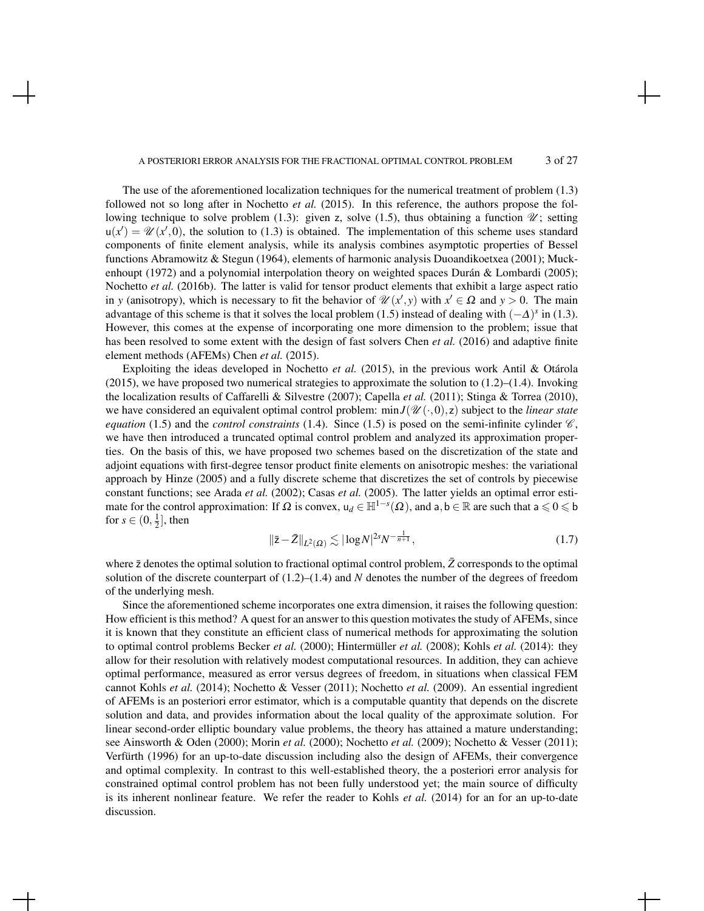The use of the aforementioned localization techniques for the numerical treatment of problem (1.3) followed not so long after in Nochetto *et al.* (2015). In this reference, the authors propose the following technique to solve problem (1.3): given $\mathsf{z}$, solve (1.5), thus obtaining a function $\mathscr{U}$; setting $\mathsf{u}(x') = \mathscr{U}(x', 0)$, the solution to (1.3) is obtained. The implementation of this scheme uses standard components of finite element analysis, while its analysis combines asymptotic properties of Bessel functions Abramowitz & Stegun (1964), elements of harmonic analysis Duoandikoetxea (2001); Muckenhoupt (1972) and a polynomial interpolation theory on weighted spaces Durán & Lombardi (2005); Nochetto *et al.* (2016b). The latter is valid for tensor product elements that exhibit a large aspect ratio in $y$ (anisotropy), which is necessary to fit the behavior of $\mathscr{U}(x', y)$ with $x' \in \Omega$ and $y > 0$. The main advantage of this scheme is that it solves the local problem (1.5) instead of dealing with $(-\Delta)^s$ in (1.3). However, this comes at the expense of incorporating one more dimension to the problem; issue that has been resolved to some extent with the design of fast solvers Chen *et al.* (2016) and adaptive finite element methods (AFEMs) Chen *et al.* (2015).

Exploiting the ideas developed in Nochetto *et al.* (2015), in the previous work Antil & Otárola (2015), we have proposed two numerical strategies to approximate the solution to (1.2)–(1.4). Invoking the localization results of Caffarelli & Silvestre (2007); Capella *et al.* (2011); Stinga & Torrea (2010), we have considered an equivalent optimal control problem: $\min J(\mathscr{U}(\cdot, 0), \mathsf{z})$ subject to the *linear state equation* (1.5) and the *control constraints* (1.4). Since (1.5) is posed on the semi-infinite cylinder $\mathscr{C}$, we have then introduced a truncated optimal control problem and analyzed its approximation properties. On the basis of this, we have proposed two schemes based on the discretization of the state and adjoint equations with first-degree tensor product finite elements on anisotropic meshes: the variational approach by Hinze (2005) and a fully discrete scheme that discretizes the set of controls by piecewise constant functions; see Arada *et al.* (2002); Casas *et al.* (2005). The latter yields an optimal error estimate for the control approximation: If $\Omega$ is convex, $\mathsf{u}_d \in \mathbb{H}^{1-s}(\Omega)$, and $\mathsf{a}, \mathsf{b} \in \mathbb{R}$ are such that $\mathsf{a} \leqslant 0 \leqslant \mathsf{b}$ for $s \in (0, \frac{1}{2}]$, then

$$
\|\bar{\mathsf{z}} - \bar{Z}\|_{L^2(\Omega)} \lesssim |\log N|^{2s} N^{-\frac{1}{n+1}}, \tag{1.7}
$$

where $\bar{\mathsf{z}}$ denotes the optimal solution to fractional optimal control problem, $\bar{Z}$ corresponds to the optimal solution of the discrete counterpart of (1.2)–(1.4) and $N$ denotes the number of the degrees of freedom of the underlying mesh.

Since the aforementioned scheme incorporates one extra dimension, it raises the following question: How efficient is this method? A quest for an answer to this question motivates the study of AFEMs, since it is known that they constitute an efficient class of numerical methods for approximating the solution to optimal control problems Becker *et al.* (2000); Hintermüller *et al.* (2008); Kohls *et al.* (2014): they allow for their resolution with relatively modest computational resources. In addition, they can achieve optimal performance, measured as error versus degrees of freedom, in situations when classical FEM cannot Kohls *et al.* (2014); Nochetto & Vesser (2011); Nochetto *et al.* (2009). An essential ingredient of AFEMs is an posteriori error estimator, which is a computable quantity that depends on the discrete solution and data, and provides information about the local quality of the approximate solution. For linear second-order elliptic boundary value problems, the theory has attained a mature understanding; see Ainsworth & Oden (2000); Morin *et al.* (2000); Nochetto *et al.* (2009); Nochetto & Vesser (2011); Verfürth (1996) for an up-to-date discussion including also the design of AFEMs, their convergence and optimal complexity. In contrast to this well-established theory, the a posteriori error analysis for constrained optimal control problem has not been fully understood yet; the main source of difficulty is its inherent nonlinear feature. We refer the reader to Kohls *et al.* (2014) for an for an up-to-date discussion.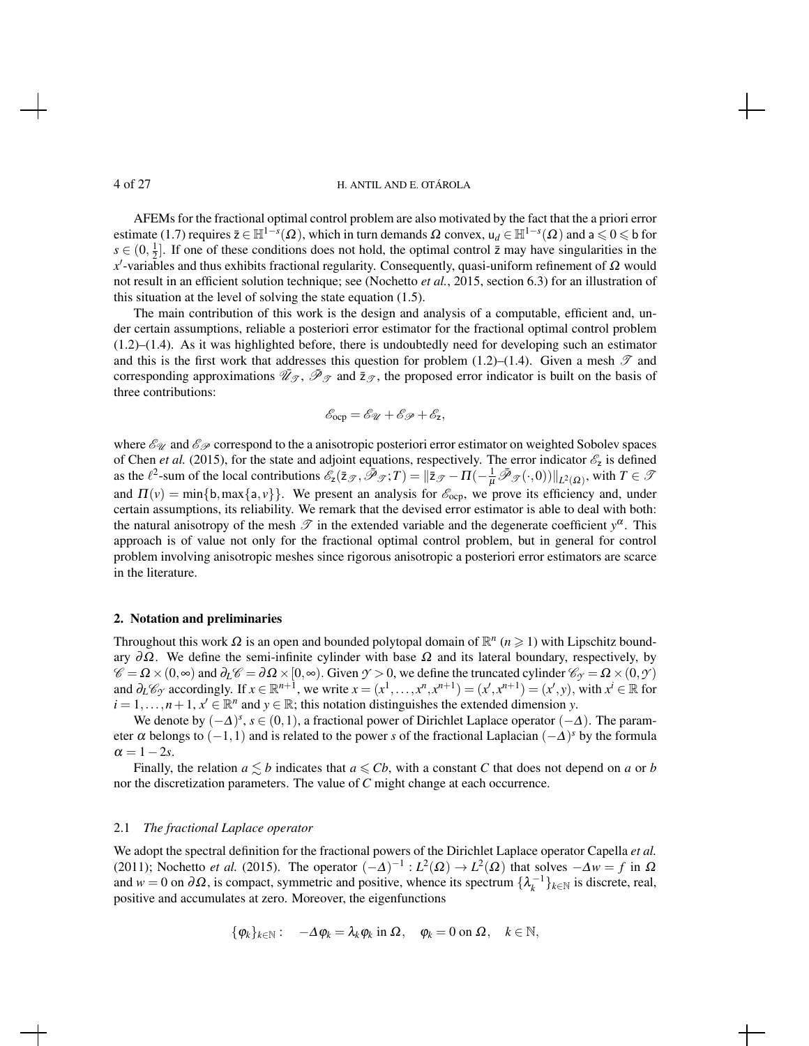AFEMs for the fractional optimal control problem are also motivated by the fact that the a priori error estimate (1.7) requires $\bar{\mathsf{z}} \in \mathbb{H}^{1-s}(\Omega)$, which in turn demands $\Omega$ convex, $\mathsf{u}_d \in \mathbb{H}^{1-s}(\Omega)$ and $\mathsf{a} \leqslant 0 \leqslant \mathsf{b}$ for $s \in (0, \frac{1}{2}]$. If one of these conditions does not hold, the optimal control $\bar{\mathsf{z}}$ may have singularities in the $x'$-variables and thus exhibits fractional regularity. Consequently, quasi-uniform refinement of $\Omega$ would not result in an efficient solution technique; see (Nochetto *et al.*, 2015, section 6.3) for an illustration of this situation at the level of solving the state equation (1.5).

The main contribution of this work is the design and analysis of a computable, efficient and, under certain assumptions, reliable a posteriori error estimator for the fractional optimal control problem (1.2)–(1.4). As it was highlighted before, there is undoubtedly need for developing such an estimator and this is the first work that addresses this question for problem (1.2)–(1.4). Given a mesh $\mathscr{T}$ and corresponding approximations $\bar{\mathscr{U}}_{\mathscr{T}}$, $\bar{\mathscr{P}}_{\mathscr{T}}$ and $\bar{\mathsf{z}}_{\mathscr{T}}$, the proposed error indicator is built on the basis of three contributions:

$$\mathscr{E}_{\text{ocp}} = \mathscr{E}_{\mathscr{U}} + \mathscr{E}_{\mathscr{P}} + \mathscr{E}_{\mathsf{z}},$$

where $\mathscr{E}_{\mathscr{U}}$ and $\mathscr{E}_{\mathscr{P}}$ correspond to the a anisotropic posteriori error estimator on weighted Sobolev spaces of Chen *et al.* (2015), for the state and adjoint equations, respectively. The error indicator $\mathscr{E}_{\mathsf{z}}$ is defined as the $\ell^2$-sum of the local contributions $\mathscr{E}_{\mathsf{z}}(\bar{\mathsf{z}}_{\mathscr{T}}, \bar{\mathscr{P}}_{\mathscr{T}}; T) = \|\bar{\mathsf{z}}_{\mathscr{T}} - \Pi(-\frac{1}{\mu}\bar{\mathscr{P}}_{\mathscr{T}}(\cdot,0))\|_{L^2(\Omega)}$, with $T \in \mathscr{T}$ and $\Pi(v) = \min\{\mathsf{b}, \max\{\mathsf{a}, v\}\}$. We present an analysis for $\mathscr{E}_{\text{ocp}}$, we prove its efficiency and, under certain assumptions, its reliability. We remark that the devised error estimator is able to deal with both: the natural anisotropy of the mesh $\mathscr{T}$ in the extended variable and the degenerate coefficient $y^{\alpha}$. This approach is of value not only for the fractional optimal control problem, but in general for control problem involving anisotropic meshes since rigorous anisotropic a posteriori error estimators are scarce in the literature.

## 2. Notation and preliminaries

Throughout this work $\Omega$ is an open and bounded polytopal domain of $\mathbb{R}^n$ ($n \geqslant 1$) with Lipschitz boundary $\partial\Omega$. We define the semi-infinite cylinder with base $\Omega$ and its lateral boundary, respectively, by $\mathscr{C} = \Omega \times (0,\infty)$ and $\partial_L\mathscr{C} = \partial\Omega \times [0,\infty)$. Given $\mathscr{Y} > 0$, we define the truncated cylinder $\mathscr{C}_{\mathscr{Y}} = \Omega \times (0, \mathscr{Y})$ and $\partial_L\mathscr{C}_{\mathscr{Y}}$ accordingly. If $x \in \mathbb{R}^{n+1}$, we write $x = (x^1, \ldots, x^n, x^{n+1}) = (x', x^{n+1}) = (x', y)$, with $x^i \in \mathbb{R}$ for $i = 1, \ldots, n+1$, $x' \in \mathbb{R}^n$ and $y \in \mathbb{R}$; this notation distinguishes the extended dimension $y$.

We denote by $(-\Delta)^s$, $s \in (0,1)$, a fractional power of Dirichlet Laplace operator $(-\Delta)$. The parameter $\alpha$ belongs to $(-1,1)$ and is related to the power $s$ of the fractional Laplacian $(-\Delta)^s$ by the formula $\alpha = 1 - 2s$.

Finally, the relation $a \lesssim b$ indicates that $a \leqslant Cb$, with a constant $C$ that does not depend on $a$ or $b$ nor the discretization parameters. The value of $C$ might change at each occurrence.

### 2.1 *The fractional Laplace operator*

We adopt the spectral definition for the fractional powers of the Dirichlet Laplace operator Capella *et al.* (2011); Nochetto *et al.* (2015). The operator $(-\Delta)^{-1} : L^2(\Omega) \to L^2(\Omega)$ that solves $-\Delta w = f$ in $\Omega$ and $w = 0$ on $\partial\Omega$, is compact, symmetric and positive, whence its spectrum $\{\lambda_k^{-1}\}_{k\in\mathbb{N}}$ is discrete, real, positive and accumulates at zero. Moreover, the eigenfunctions

$$\{\varphi_k\}_{k\in\mathbb{N}} : \quad -\Delta\varphi_k = \lambda_k\varphi_k \text{ in } \Omega, \quad \varphi_k = 0 \text{ on } \Omega, \quad k \in \mathbb{N},$$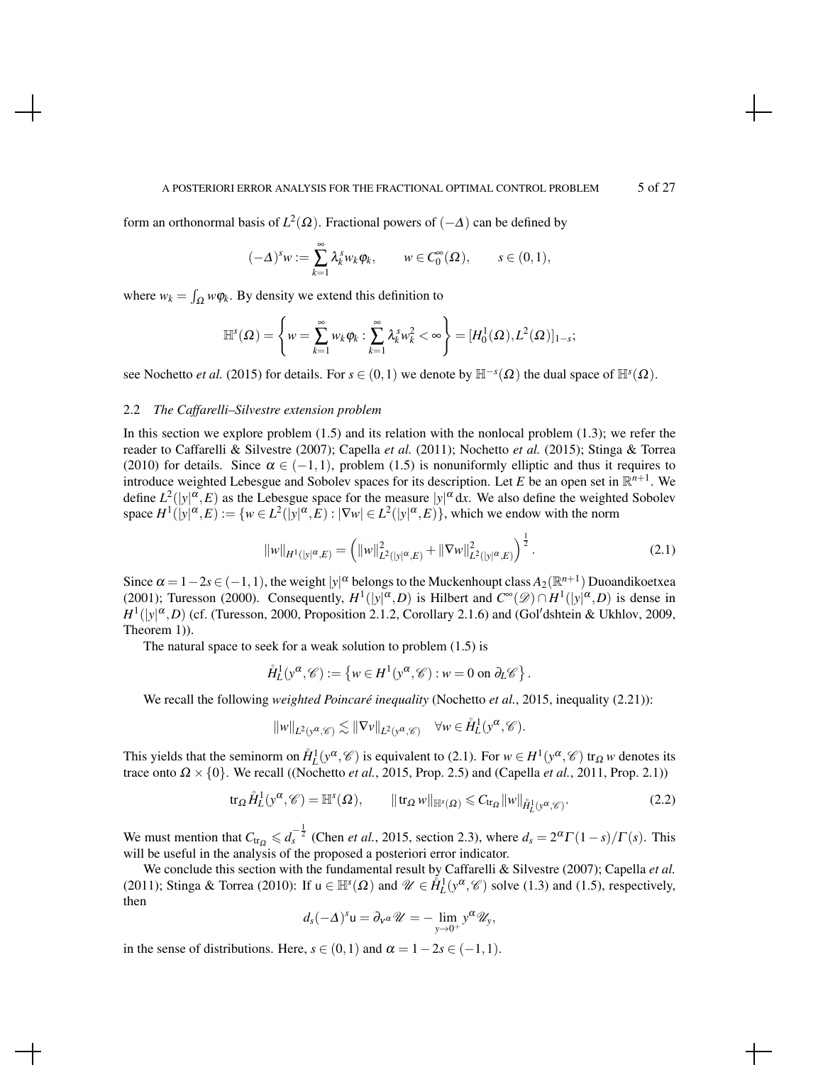form an orthonormal basis of $L^2(\Omega)$. Fractional powers of $(-\Delta)$ can be defined by

$$(-\Delta)^s w := \sum_{k=1}^{\infty} \lambda_k^s w_k \varphi_k, \qquad w \in C_0^\infty(\Omega), \qquad s \in (0,1),$$

where $w_k = \int_\Omega w \varphi_k$. By density we extend this definition to

$$\mathbb{H}^s(\Omega) = \left\{ w = \sum_{k=1}^{\infty} w_k \varphi_k : \sum_{k=1}^{\infty} \lambda_k^s w_k^2 < \infty \right\} = [H_0^1(\Omega), L^2(\Omega)]_{1-s};$$

see Nochetto *et al.* (2015) for details. For $s \in (0,1)$ we denote by $\mathbb{H}^{-s}(\Omega)$ the dual space of $\mathbb{H}^s(\Omega)$.

### 2.2 *The Caffarelli–Silvestre extension problem*

In this section we explore problem (1.5) and its relation with the nonlocal problem (1.3); we refer the reader to Caffarelli & Silvestre (2007); Capella *et al.* (2011); Nochetto *et al.* (2015); Stinga & Torrea (2010) for details. Since $\alpha \in (-1,1)$, problem (1.5) is nonuniformly elliptic and thus it requires to introduce weighted Lebesgue and Sobolev spaces for its description. Let $E$ be an open set in $\mathbb{R}^{n+1}$. We define $L^2(|y|^\alpha, E)$ as the Lebesgue space for the measure $|y|^\alpha \, \mathrm{d}x$. We also define the weighted Sobolev space $H^1(|y|^\alpha, E) := \{ w \in L^2(|y|^\alpha, E) : |\nabla w| \in L^2(|y|^\alpha, E) \}$, which we endow with the norm

$$\|w\|_{H^1(|y|^\alpha, E)} = \left( \|w\|^2_{L^2(|y|^\alpha, E)} + \|\nabla w\|^2_{L^2(|y|^\alpha, E)} \right)^{\frac{1}{2}}. \tag{2.1}$$

Since $\alpha = 1 - 2s \in (-1,1)$, the weight $|y|^\alpha$ belongs to the Muckenhoupt class $A_2(\mathbb{R}^{n+1})$ Duoandikoetxea (2001); Turesson (2000). Consequently, $H^1(|y|^\alpha, D)$ is Hilbert and $C^\infty(\mathscr{D}) \cap H^1(|y|^\alpha, D)$ is dense in $H^1(|y|^\alpha, D)$ (cf. (Turesson, 2000, Proposition 2.1.2, Corollary 2.1.6) and (Gol′dshtein & Ukhlov, 2009, Theorem 1)).

The natural space to seek for a weak solution to problem (1.5) is

$$\mathring{H}_L^1(y^\alpha, \mathscr{C}) := \left\{ w \in H^1(y^\alpha, \mathscr{C}) : w = 0 \text{ on } \partial_L \mathscr{C} \right\}.$$

We recall the following *weighted Poincaré inequality* (Nochetto *et al.*, 2015, inequality (2.21)):

$$\|w\|_{L^2(y^\alpha, \mathscr{C})} \lesssim \|\nabla v\|_{L^2(y^\alpha, \mathscr{C})} \quad \forall w \in \mathring{H}_L^1(y^\alpha, \mathscr{C}).$$

This yields that the seminorm on $\mathring{H}_L^1(y^\alpha, \mathscr{C})$ is equivalent to (2.1). For $w \in H^1(y^\alpha, \mathscr{C})$ $\operatorname{tr}_\Omega w$ denotes its trace onto $\Omega \times \{0\}$. We recall ((Nochetto *et al.*, 2015, Prop. 2.5) and (Capella *et al.*, 2011, Prop. 2.1))

$$\operatorname{tr}_\Omega \mathring{H}_L^1(y^\alpha, \mathscr{C}) = \mathbb{H}^s(\Omega), \qquad \|\operatorname{tr}_\Omega w\|_{\mathbb{H}^s(\Omega)} \leqslant C_{\operatorname{tr}_\Omega} \|w\|_{\mathring{H}_L^1(y^\alpha, \mathscr{C})}. \tag{2.2}$$

We must mention that $C_{\operatorname{tr}_\Omega} \leqslant d_s^{-\frac{1}{2}}$ (Chen *et al.*, 2015, section 2.3), where $d_s = 2^\alpha \Gamma(1-s)/\Gamma(s)$. This will be useful in the analysis of the proposed a posteriori error indicator.

We conclude this section with the fundamental result by Caffarelli & Silvestre (2007); Capella *et al.* (2011); Stinga & Torrea (2010): If $\mathsf{u} \in \mathbb{H}^s(\Omega)$ and $\mathscr{U} \in \mathring{H}_L^1(y^\alpha, \mathscr{C})$ solve (1.3) and (1.5), respectively, then

$$d_s(-\Delta)^s \mathsf{u} = \partial_{\nu^\alpha} \mathscr{U} = -\lim_{y \to 0^+} y^\alpha \mathscr{U}_y,$$

in the sense of distributions. Here, $s \in (0,1)$ and $\alpha = 1 - 2s \in (-1,1)$.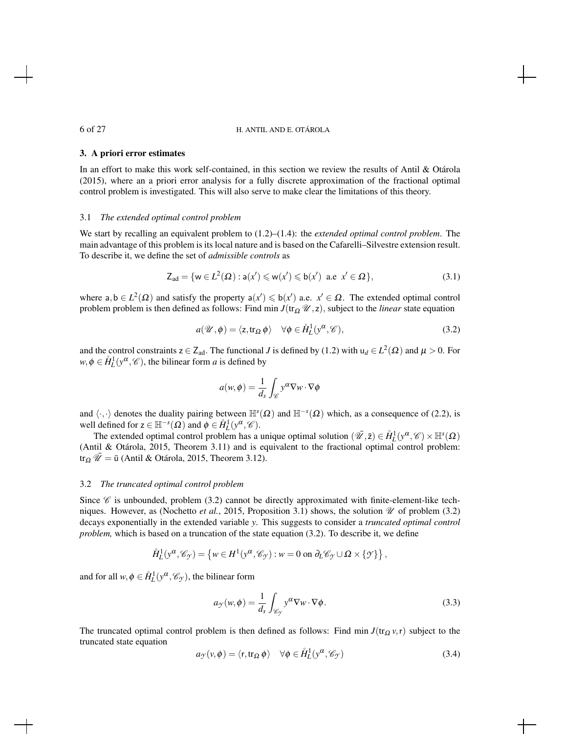## 3. A priori error estimates

In an effort to make this work self-contained, in this section we review the results of Antil & Otárola (2015), where an a priori error analysis for a fully discrete approximation of the fractional optimal control problem is investigated. This will also serve to make clear the limitations of this theory.

### 3.1 *The extended optimal control problem*

We start by recalling an equivalent problem to (1.2)–(1.4): the *extended optimal control problem*. The main advantage of this problem is its local nature and is based on the Cafarelli–Silvestre extension result. To describe it, we define the set of *admissible controls* as

$$\mathsf{Z}_{\mathrm{ad}} = \{\mathsf{w} \in L^2(\Omega) : \mathsf{a}(x') \leqslant \mathsf{w}(x') \leqslant \mathsf{b}(x') \text{ a.e } x' \in \Omega\}, \tag{3.1}$$

where $\mathsf{a}, \mathsf{b} \in L^2(\Omega)$ and satisfy the property $\mathsf{a}(x') \leqslant \mathsf{b}(x')$ a.e. $x' \in \Omega$. The extended optimal control problem problem is then defined as follows: Find min $J(\mathrm{tr}_\Omega \mathscr{U}, \mathsf{z})$, subject to the *linear* state equation

$$a(\mathscr{U}, \phi) = \langle \mathsf{z}, \mathrm{tr}_\Omega \phi \rangle \quad \forall \phi \in \mathring{H}^1_L(y^\alpha, \mathscr{C}), \tag{3.2}$$

and the control constraints $\mathsf{z} \in \mathsf{Z}_{\mathrm{ad}}$. The functional $J$ is defined by (1.2) with $\mathsf{u}_d \in L^2(\Omega)$ and $\mu > 0$. For $w, \phi \in \mathring{H}^1_L(y^\alpha, \mathscr{C})$, the bilinear form $a$ is defined by

$$a(w, \phi) = \frac{1}{d_s} \int_{\mathscr{C}} y^\alpha \nabla w \cdot \nabla \phi$$

and $\langle \cdot, \cdot \rangle$ denotes the duality pairing between $\mathbb{H}^s(\Omega)$ and $\mathbb{H}^{-s}(\Omega)$ which, as a consequence of (2.2), is well defined for $\mathsf{z} \in \mathbb{H}^{-s}(\Omega)$ and $\phi \in \mathring{H}^1_L(y^\alpha, \mathscr{C})$.

The extended optimal control problem has a unique optimal solution $(\bar{\mathscr{U}}, \bar{\mathsf{z}}) \in \mathring{H}^1_L(y^\alpha, \mathscr{C}) \times \mathbb{H}^s(\Omega)$ (Antil & Otárola, 2015, Theorem 3.11) and is equivalent to the fractional optimal control problem: $\mathrm{tr}_\Omega \bar{\mathscr{U}} = \bar{\mathsf{u}}$ (Antil & Otárola, 2015, Theorem 3.12).

### 3.2 *The truncated optimal control problem*

Since $\mathscr{C}$ is unbounded, problem (3.2) cannot be directly approximated with finite-element-like techniques. However, as (Nochetto *et al.*, 2015, Proposition 3.1) shows, the solution $\mathscr{U}$ of problem (3.2) decays exponentially in the extended variable $y$. This suggests to consider a *truncated optimal control problem,* which is based on a truncation of the state equation (3.2). To describe it, we define

$$\mathring{H}^1_L(y^\alpha, \mathscr{C}_\mathscr{Y}) = \left\{ w \in H^1(y^\alpha, \mathscr{C}_\mathscr{Y}) : w = 0 \text{ on } \partial_L \mathscr{C}_\mathscr{Y} \cup \Omega \times \{\mathscr{Y}\} \right\},$$

and for all $w, \phi \in \mathring{H}^1_L(y^\alpha, \mathscr{C}_\mathscr{Y})$, the bilinear form

$$a_\mathscr{Y}(w, \phi) = \frac{1}{d_s} \int_{\mathscr{C}_\mathscr{Y}} y^\alpha \nabla w \cdot \nabla \phi. \tag{3.3}$$

The truncated optimal control problem is then defined as follows: Find min $J(\mathrm{tr}_\Omega v, \mathsf{r})$ subject to the truncated state equation

$$a_\mathscr{Y}(v, \phi) = \langle \mathsf{r}, \mathrm{tr}_\Omega \phi \rangle \quad \forall \phi \in \mathring{H}^1_L(y^\alpha, \mathscr{C}_\mathscr{Y}) \tag{3.4}$$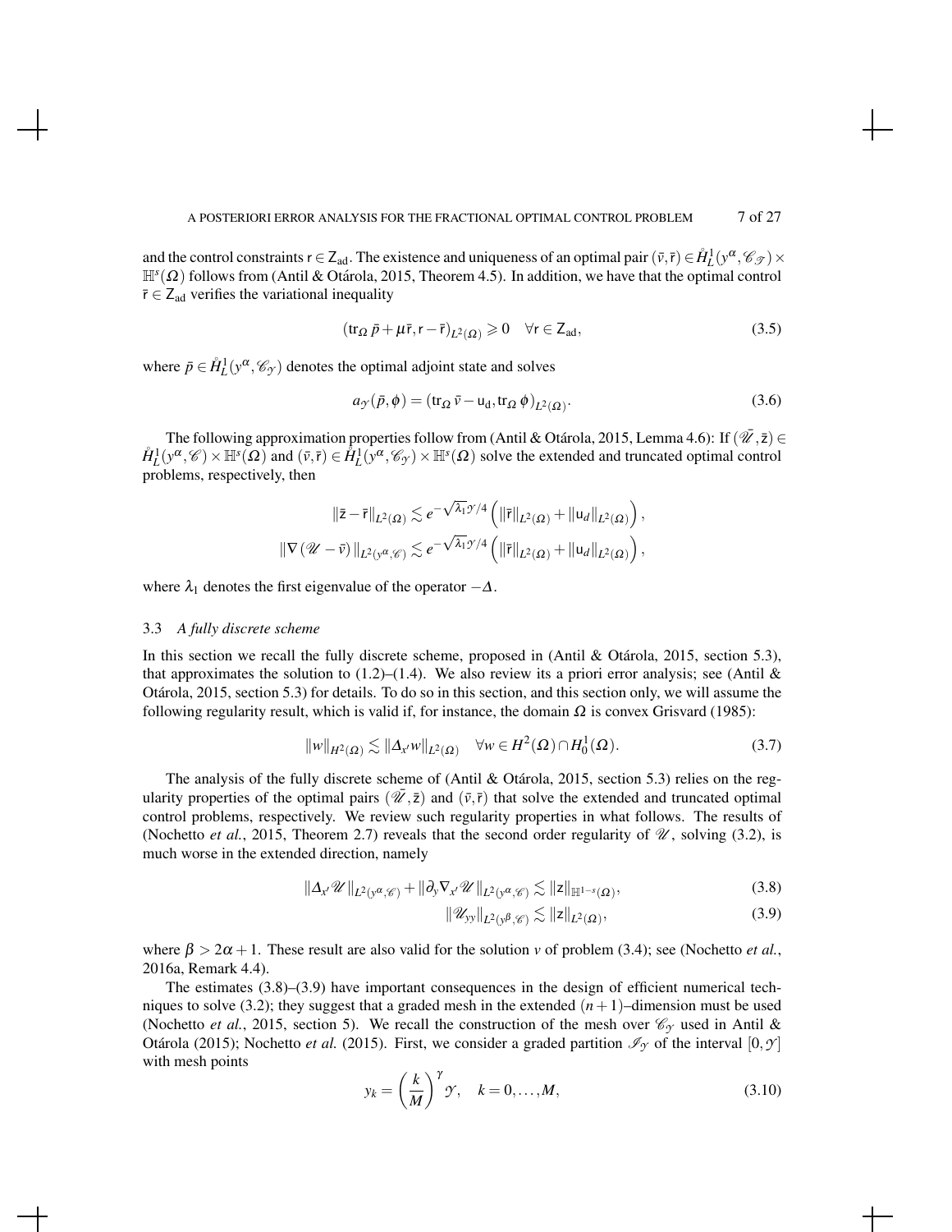and the control constraints $\mathsf{r} \in \mathsf{Z}_{\text{ad}}$. The existence and uniqueness of an optimal pair $(\bar{v},\bar{\mathsf{r}}) \in \mathring{H}_L^1(y^\alpha, \mathscr{C}_\mathscr{Y}) \times \mathbb{H}^s(\Omega)$ follows from (Antil & Otárola, 2015, Theorem 4.5). In addition, we have that the optimal control $\bar{\mathsf{r}} \in \mathsf{Z}_{\text{ad}}$ verifies the variational inequality

$$
(\operatorname{tr}_\Omega \bar{p} + \mu \bar{\mathsf{r}}, \mathsf{r} - \bar{\mathsf{r}})_{L^2(\Omega)} \geqslant 0 \quad \forall \mathsf{r} \in \mathsf{Z}_{\text{ad}}, \tag{3.5}
$$

where $\bar{p} \in \mathring{H}_L^1(y^\alpha, \mathscr{C}_\mathscr{Y})$ denotes the optimal adjoint state and solves

$$
a_\mathscr{Y}(\bar{p}, \phi) = (\operatorname{tr}_\Omega \bar{v} - \mathsf{u}_\text{d}, \operatorname{tr}_\Omega \phi)_{L^2(\Omega)}. \tag{3.6}
$$

The following approximation properties follow from (Antil & Otárola, 2015, Lemma 4.6): If $(\bar{\mathscr{U}}, \bar{\mathsf{z}}) \in \mathring{H}_L^1(y^\alpha, \mathscr{C}) \times \mathbb{H}^s(\Omega)$ and $(\bar{v}, \bar{\mathsf{r}}) \in \mathring{H}_L^1(y^\alpha, \mathscr{C}_\mathscr{Y}) \times \mathbb{H}^s(\Omega)$ solve the extended and truncated optimal control problems, respectively, then

$$
\|\bar{\mathsf{z}} - \bar{\mathsf{r}}\|_{L^2(\Omega)} \lesssim e^{-\sqrt{\lambda_1}\mathscr{Y}/4} \left( \|\bar{\mathsf{r}}\|_{L^2(\Omega)} + \|\mathsf{u}_d\|_{L^2(\Omega)} \right),
$$

$$
\|\nabla (\mathscr{U} - \bar{v})\|_{L^2(y^\alpha, \mathscr{C})} \lesssim e^{-\sqrt{\lambda_1}\mathscr{Y}/4} \left( \|\bar{\mathsf{r}}\|_{L^2(\Omega)} + \|\mathsf{u}_d\|_{L^2(\Omega)} \right),
$$

where $\lambda_1$ denotes the first eigenvalue of the operator $-\Delta$.

### 3.3 *A fully discrete scheme*

In this section we recall the fully discrete scheme, proposed in (Antil & Otárola, 2015, section 5.3), that approximates the solution to (1.2)–(1.4). We also review its a priori error analysis; see (Antil & Otárola, 2015, section 5.3) for details. To do so in this section, and this section only, we will assume the following regularity result, which is valid if, for instance, the domain $\Omega$ is convex Grisvard (1985):

$$
\|w\|_{H^2(\Omega)} \lesssim \|\Delta_{x'} w\|_{L^2(\Omega)} \quad \forall w \in H^2(\Omega) \cap H_0^1(\Omega). \tag{3.7}
$$

The analysis of the fully discrete scheme of (Antil & Otárola, 2015, section 5.3) relies on the regularity properties of the optimal pairs $(\bar{\mathscr{U}}, \bar{\mathsf{z}})$ and $(\bar{v}, \bar{\mathsf{r}})$ that solve the extended and truncated optimal control problems, respectively. We review such regularity properties in what follows. The results of (Nochetto *et al.*, 2015, Theorem 2.7) reveals that the second order regularity of $\mathscr{U}$, solving (3.2), is much worse in the extended direction, namely

$$
\|\Delta_{x'} \mathscr{U}\|_{L^2(y^\alpha, \mathscr{C})} + \|\partial_y \nabla_{x'} \mathscr{U}\|_{L^2(y^\alpha, \mathscr{C})} \lesssim \|\mathsf{z}\|_{\mathbb{H}^{1-s}(\Omega)}, \tag{3.8}
$$

$$
\|\mathscr{U}_{yy}\|_{L^2(y^\beta, \mathscr{C})} \lesssim \|\mathsf{z}\|_{L^2(\Omega)}, \tag{3.9}
$$

where $\beta > 2\alpha + 1$. These result are also valid for the solution $v$ of problem (3.4); see (Nochetto *et al.*, 2016a, Remark 4.4).

The estimates (3.8)–(3.9) have important consequences in the design of efficient numerical techniques to solve (3.2); they suggest that a graded mesh in the extended $(n+1)$–dimension must be used (Nochetto *et al.*, 2015, section 5). We recall the construction of the mesh over $\mathscr{C}_\mathscr{Y}$ used in Antil & Otárola (2015); Nochetto *et al.* (2015). First, we consider a graded partition $\mathscr{I}_\mathscr{Y}$ of the interval $[0, \mathscr{Y}]$ with mesh points

$$
y_k = \left( \frac{k}{M} \right)^\gamma \mathscr{Y}, \quad k = 0, \dots, M, \tag{3.10}
$$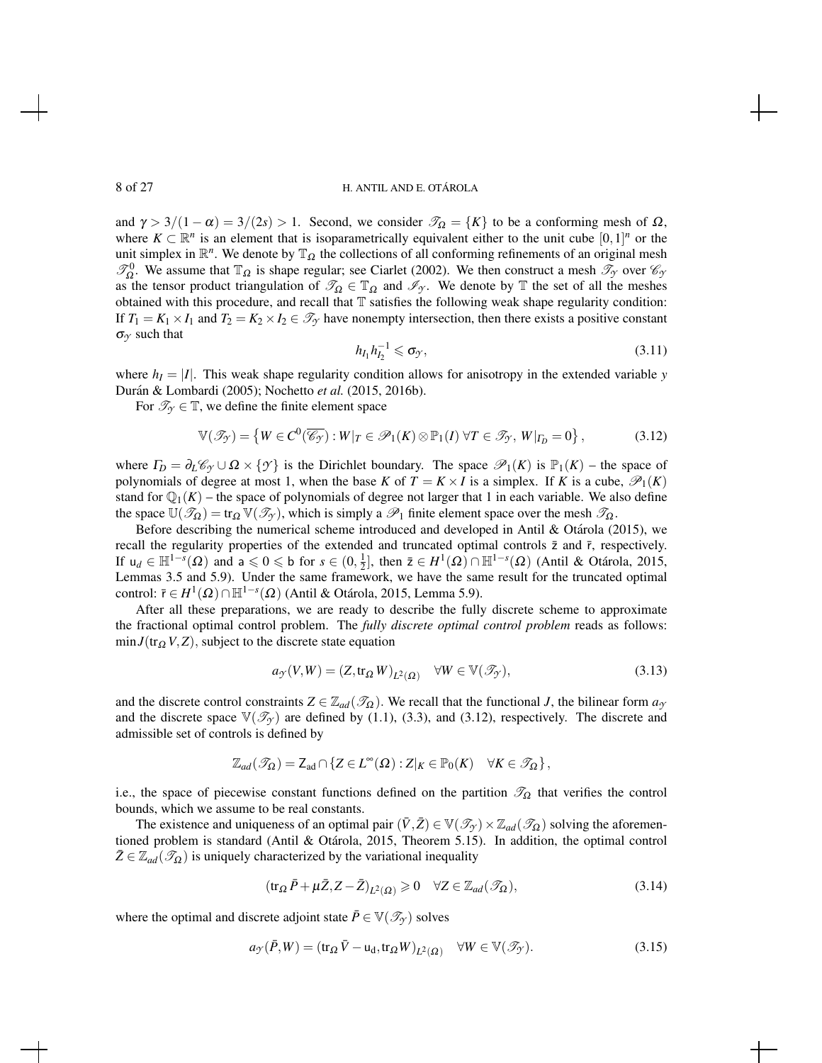and $\gamma > 3/(1-\alpha) = 3/(2s) > 1$. Second, we consider $\mathscr{T}_\Omega = \{K\}$ to be a conforming mesh of $\Omega$, where $K \subset \mathbb{R}^n$ is an element that is isoparametrically equivalent either to the unit cube $[0,1]^n$ or the unit simplex in $\mathbb{R}^n$. We denote by $\mathbb{T}_\Omega$ the collections of all conforming refinements of an original mesh $\mathscr{T}_\Omega^0$. We assume that $\mathbb{T}_\Omega$ is shape regular; see Ciarlet (2002). We then construct a mesh $\mathscr{T}_\mathscr{Y}$ over $\mathscr{C}_\mathscr{Y}$ as the tensor product triangulation of $\mathscr{T}_\Omega \in \mathbb{T}_\Omega$ and $\mathscr{I}_\mathscr{Y}$. We denote by $\mathbb{T}$ the set of all the meshes obtained with this procedure, and recall that $\mathbb{T}$ satisfies the following weak shape regularity condition: If $T_1 = K_1 \times I_1$ and $T_2 = K_2 \times I_2 \in \mathscr{T}_\mathscr{Y}$ have nonempty intersection, then there exists a positive constant $\sigma_\mathscr{Y}$ such that

$$h_{I_1} h_{I_2}^{-1} \leqslant \sigma_\mathscr{Y}, \tag{3.11}$$

where $h_I = |I|$. This weak shape regularity condition allows for anisotropy in the extended variable $y$ Durán & Lombardi (2005); Nochetto *et al.* (2015, 2016b).

For $\mathscr{T}_\mathscr{Y} \in \mathbb{T}$, we define the finite element space

$$\mathbb{V}(\mathscr{T}_\mathscr{Y}) = \left\{ W \in C^0(\overline{\mathscr{C}_\mathscr{Y}}) : W|_T \in \mathscr{P}_1(K) \otimes \mathbb{P}_1(I)\ \forall T \in \mathscr{T}_\mathscr{Y},\ W|_{\Gamma_D} = 0 \right\}, \tag{3.12}$$

where $\Gamma_D = \partial_L \mathscr{C}_\mathscr{Y} \cup \Omega \times \{\mathscr{Y}\}$ is the Dirichlet boundary. The space $\mathscr{P}_1(K)$ is $\mathbb{P}_1(K)$ – the space of polynomials of degree at most 1, when the base $K$ of $T = K \times I$ is a simplex. If $K$ is a cube, $\mathscr{P}_1(K)$ stand for $\mathbb{Q}_1(K)$ – the space of polynomials of degree not larger that 1 in each variable. We also define the space $\mathbb{U}(\mathscr{T}_\Omega) = \operatorname{tr}_\Omega \mathbb{V}(\mathscr{T}_\mathscr{Y})$, which is simply a $\mathscr{P}_1$ finite element space over the mesh $\mathscr{T}_\Omega$.

Before describing the numerical scheme introduced and developed in Antil & Otárola (2015), we recall the regularity properties of the extended and truncated optimal controls $\bar{\mathsf{z}}$ and $\bar{\mathsf{r}}$, respectively. If $\mathsf{u}_d \in \mathbb{H}^{1-s}(\Omega)$ and $\mathsf{a} \leqslant 0 \leqslant \mathsf{b}$ for $s \in (0, \frac{1}{2}]$, then $\bar{\mathsf{z}} \in H^1(\Omega) \cap \mathbb{H}^{1-s}(\Omega)$ (Antil & Otárola, 2015, Lemmas 3.5 and 5.9). Under the same framework, we have the same result for the truncated optimal control: $\bar{\mathsf{r}} \in H^1(\Omega) \cap \mathbb{H}^{1-s}(\Omega)$ (Antil & Otárola, 2015, Lemma 5.9).

After all these preparations, we are ready to describe the fully discrete scheme to approximate the fractional optimal control problem. The *fully discrete optimal control problem* reads as follows: $\min J(\operatorname{tr}_\Omega V, Z)$, subject to the discrete state equation

$$a_\mathscr{Y}(V, W) = (Z, \operatorname{tr}_\Omega W)_{L^2(\Omega)} \quad \forall W \in \mathbb{V}(\mathscr{T}_\mathscr{Y}), \tag{3.13}$$

and the discrete control constraints $Z \in \mathbb{Z}_{ad}(\mathscr{T}_\Omega)$. We recall that the functional $J$, the bilinear form $a_\mathscr{Y}$ and the discrete space $\mathbb{V}(\mathscr{T}_\mathscr{Y})$ are defined by (1.1), (3.3), and (3.12), respectively. The discrete and admissible set of controls is defined by

$$\mathbb{Z}_{ad}(\mathscr{T}_\Omega) = \mathsf{Z}_{\text{ad}} \cap \left\{ Z \in L^\infty(\Omega) : Z|_K \in \mathbb{P}_0(K) \quad \forall K \in \mathscr{T}_\Omega \right\},$$

i.e., the space of piecewise constant functions defined on the partition $\mathscr{T}_\Omega$ that verifies the control bounds, which we assume to be real constants.

The existence and uniqueness of an optimal pair $(\bar{V}, \bar{Z}) \in \mathbb{V}(\mathscr{T}_\mathscr{Y}) \times \mathbb{Z}_{ad}(\mathscr{T}_\Omega)$ solving the aforementioned problem is standard (Antil & Otárola, 2015, Theorem 5.15). In addition, the optimal control $\bar{Z} \in \mathbb{Z}_{ad}(\mathscr{T}_\Omega)$ is uniquely characterized by the variational inequality

$$(\operatorname{tr}_\Omega \bar{P} + \mu \bar{Z}, Z - \bar{Z})_{L^2(\Omega)} \geqslant 0 \quad \forall Z \in \mathbb{Z}_{ad}(\mathscr{T}_\Omega), \tag{3.14}$$

where the optimal and discrete adjoint state $\bar{P} \in \mathbb{V}(\mathscr{T}_\mathscr{Y})$ solves

$$a_\mathscr{Y}(\bar{P}, W) = (\operatorname{tr}_\Omega \bar{V} - \mathsf{u}_\mathrm{d}, \operatorname{tr}_\Omega W)_{L^2(\Omega)} \quad \forall W \in \mathbb{V}(\mathscr{T}_\mathscr{Y}). \tag{3.15}$$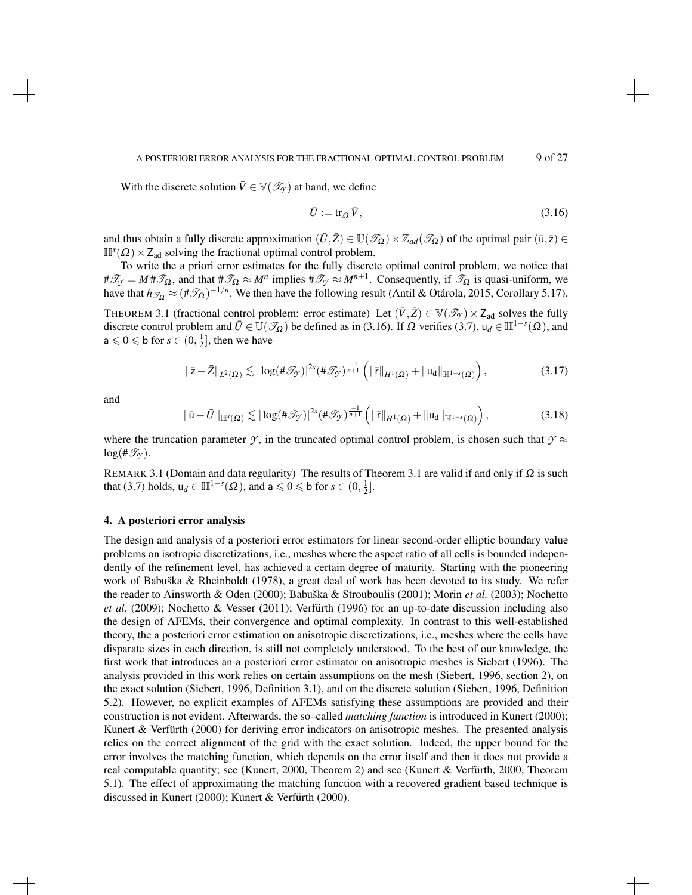With the discrete solution $\bar{V} \in \mathbb{V}(\mathscr{T}_{\mathscr{Y}})$ at hand, we define

$$\bar{U} := \operatorname{tr}_{\Omega} \bar{V}, \tag{3.16}$$

and thus obtain a fully discrete approximation $(\bar{U}, \bar{Z}) \in \mathbb{U}(\mathscr{T}_{\Omega}) \times \mathbb{Z}_{ad}(\mathscr{T}_{\Omega})$ of the optimal pair $(\bar{\mathsf{u}}, \bar{\mathsf{z}}) \in \mathbb{H}^s(\Omega) \times \mathsf{Z}_{\text{ad}}$ solving the fractional optimal control problem.

To write the a priori error estimates for the fully discrete optimal control problem, we notice that $\#\mathscr{T}_{\mathscr{Y}} = M \, \#\mathscr{T}_{\Omega}$, and that $\#\mathscr{T}_{\Omega} \approx M^n$ implies $\#\mathscr{T}_{\mathscr{Y}} \approx M^{n+1}$. Consequently, if $\mathscr{T}_{\Omega}$ is quasi-uniform, we have that $h_{\mathscr{T}_{\Omega}} \approx (\#\mathscr{T}_{\Omega})^{-1/n}$. We then have the following result (Antil & Otárola, 2015, Corollary 5.17).

THEOREM 3.1 (fractional control problem: error estimate) Let $(\bar{V}, \bar{Z}) \in \mathbb{V}(\mathscr{T}_{\mathscr{Y}}) \times \mathsf{Z}_{\text{ad}}$ solves the fully discrete control problem and $\bar{U} \in \mathbb{U}(\mathscr{T}_{\Omega})$ be defined as in (3.16). If $\Omega$ verifies (3.7), $\mathsf{u}_d \in \mathbb{H}^{1-s}(\Omega)$, and $\mathsf{a} \leqslant 0 \leqslant \mathsf{b}$ for $s \in (0, \frac{1}{2}]$, then we have

$$\|\bar{\mathsf{z}} - \bar{Z}\|_{L^2(\Omega)} \lesssim |\log(\#\mathscr{T}_{\mathscr{Y}})|^{2s} (\#\mathscr{T}_{\mathscr{Y}})^{\frac{-1}{n+1}} \left( \|\bar{\mathsf{r}}\|_{H^1(\Omega)} + \|\mathsf{u}_{\mathsf{d}}\|_{\mathbb{H}^{1-s}(\Omega)} \right), \tag{3.17}$$

and

$$\|\bar{\mathsf{u}} - \bar{U}\|_{\mathbb{H}^s(\Omega)} \lesssim |\log(\#\mathscr{T}_{\mathscr{Y}})|^{2s} (\#\mathscr{T}_{\mathscr{Y}})^{\frac{-1}{n+1}} \left( \|\bar{\mathsf{r}}\|_{H^1(\Omega)} + \|\mathsf{u}_{\mathsf{d}}\|_{\mathbb{H}^{1-s}(\Omega)} \right), \tag{3.18}$$

where the truncation parameter $\mathscr{Y}$, in the truncated optimal control problem, is chosen such that $\mathscr{Y} \approx \log(\#\mathscr{T}_{\mathscr{Y}})$.

REMARK 3.1 (Domain and data regularity) The results of Theorem 3.1 are valid if and only if $\Omega$ is such that (3.7) holds, $\mathsf{u}_d \in \mathbb{H}^{1-s}(\Omega)$, and $\mathsf{a} \leqslant 0 \leqslant \mathsf{b}$ for $s \in (0, \frac{1}{2}]$.

## 4. A posteriori error analysis

The design and analysis of a posteriori error estimators for linear second-order elliptic boundary value problems on isotropic discretizations, i.e., meshes where the aspect ratio of all cells is bounded independently of the refinement level, has achieved a certain degree of maturity. Starting with the pioneering work of Babuška & Rheinboldt (1978), a great deal of work has been devoted to its study. We refer the reader to Ainsworth & Oden (2000); Babuška & Strouboulis (2001); Morin *et al.* (2003); Nochetto *et al.* (2009); Nochetto & Vesser (2011); Verfürth (1996) for an up-to-date discussion including also the design of AFEMs, their convergence and optimal complexity. In contrast to this well-established theory, the a posteriori error estimation on anisotropic discretizations, i.e., meshes where the cells have disparate sizes in each direction, is still not completely understood. To the best of our knowledge, the first work that introduces an a posteriori error estimator on anisotropic meshes is Siebert (1996). The analysis provided in this work relies on certain assumptions on the mesh (Siebert, 1996, section 2), on the exact solution (Siebert, 1996, Definition 3.1), and on the discrete solution (Siebert, 1996, Definition 5.2). However, no explicit examples of AFEMs satisfying these assumptions are provided and their construction is not evident. Afterwards, the so–called *matching function* is introduced in Kunert (2000); Kunert & Verfürth (2000) for deriving error indicators on anisotropic meshes. The presented analysis relies on the correct alignment of the grid with the exact solution. Indeed, the upper bound for the error involves the matching function, which depends on the error itself and then it does not provide a real computable quantity; see (Kunert, 2000, Theorem 2) and see (Kunert & Verfürth, 2000, Theorem 5.1). The effect of approximating the matching function with a recovered gradient based technique is discussed in Kunert (2000); Kunert & Verfürth (2000).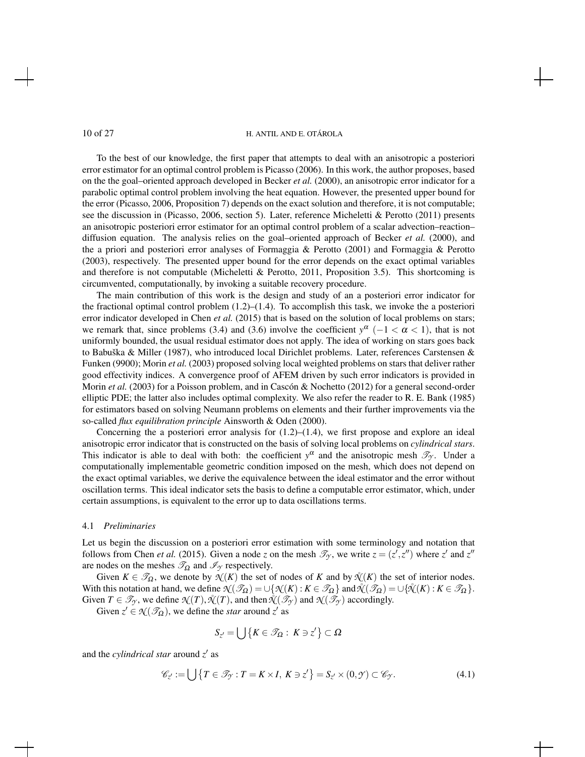To the best of our knowledge, the first paper that attempts to deal with an anisotropic a posteriori error estimator for an optimal control problem is Picasso (2006). In this work, the author proposes, based on the the goal–oriented approach developed in Becker *et al.* (2000), an anisotropic error indicator for a parabolic optimal control problem involving the heat equation. However, the presented upper bound for the error (Picasso, 2006, Proposition 7) depends on the exact solution and therefore, it is not computable; see the discussion in (Picasso, 2006, section 5). Later, reference Micheletti & Perotto (2011) presents an anisotropic posteriori error estimator for an optimal control problem of a scalar advection–reaction–diffusion equation. The analysis relies on the goal–oriented approach of Becker *et al.* (2000), and the a priori and posteriori error analyses of Formaggia & Perotto (2001) and Formaggia & Perotto (2003), respectively. The presented upper bound for the error depends on the exact optimal variables and therefore is not computable (Micheletti & Perotto, 2011, Proposition 3.5). This shortcoming is circumvented, computationally, by invoking a suitable recovery procedure.

The main contribution of this work is the design and study of an a posteriori error indicator for the fractional optimal control problem (1.2)–(1.4). To accomplish this task, we invoke the a posteriori error indicator developed in Chen *et al.* (2015) that is based on the solution of local problems on stars; we remark that, since problems (3.4) and (3.6) involve the coefficient $y^{\alpha}$ $(-1 < \alpha < 1)$, that is not uniformly bounded, the usual residual estimator does not apply. The idea of working on stars goes back to Babuška & Miller (1987), who introduced local Dirichlet problems. Later, references Carstensen & Funken (9900); Morin *et al.* (2003) proposed solving local weighted problems on stars that deliver rather good effectivity indices. A convergence proof of AFEM driven by such error indicators is provided in Morin *et al.* (2003) for a Poisson problem, and in Cascón & Nochetto (2012) for a general second-order elliptic PDE; the latter also includes optimal complexity. We also refer the reader to R. E. Bank (1985) for estimators based on solving Neumann problems on elements and their further improvements via the so-called *flux equilibration principle* Ainsworth & Oden (2000).

Concerning the a posteriori error analysis for (1.2)–(1.4), we first propose and explore an ideal anisotropic error indicator that is constructed on the basis of solving local problems on *cylindrical stars*. This indicator is able to deal with both: the coefficient $y^{\alpha}$ and the anisotropic mesh $\mathscr{T}_{\mathscr{Y}}$. Under a computationally implementable geometric condition imposed on the mesh, which does not depend on the exact optimal variables, we derive the equivalence between the ideal estimator and the error without oscillation terms. This ideal indicator sets the basis to define a computable error estimator, which, under certain assumptions, is equivalent to the error up to data oscillations terms.

### 4.1 *Preliminaries*

Let us begin the discussion on a posteriori error estimation with some terminology and notation that follows from Chen *et al.* (2015). Given a node $z$ on the mesh $\mathscr{T}_{\mathscr{Y}}$, we write $z = (z', z'')$ where $z'$ and $z''$ are nodes on the meshes $\mathscr{T}_{\Omega}$ and $\mathscr{I}_{\mathscr{Y}}$ respectively.

Given $K \in \mathscr{T}_{\Omega}$, we denote by $\mathcal{N}(K)$ the set of nodes of $K$ and by $\mathring{\mathcal{N}}(K)$ the set of interior nodes. With this notation at hand, we define $\mathcal{N}(\mathscr{T}_{\Omega}) = \cup\{\mathcal{N}(K) : K \in \mathscr{T}_{\Omega}\}$ and $\mathring{\mathcal{N}}(\mathscr{T}_{\Omega}) = \cup\{\mathring{\mathcal{N}}(K) : K \in \mathscr{T}_{\Omega}\}$. Given $T \in \mathscr{T}_{\mathscr{Y}}$, we define $\mathcal{N}(T), \mathring{\mathcal{N}}(T)$, and then $\mathring{\mathcal{N}}(\mathscr{T}_{\mathscr{Y}})$ and $\mathcal{N}(\mathscr{T}_{\mathscr{Y}})$ accordingly.

Given $z' \in \mathcal{N}(\mathscr{T}_{\Omega})$, we define the *star* around $z'$ as

$$S_{z'} = \bigcup \left\{ K \in \mathscr{T}_{\Omega} : \ K \ni z' \right\} \subset \Omega$$

and the *cylindrical star* around $z'$ as

$$\mathscr{C}_{z'} := \bigcup \left\{ T \in \mathscr{T}_{\mathscr{Y}} : T = K \times I, \ K \ni z' \right\} = S_{z'} \times (0, \mathscr{Y}) \subset \mathscr{C}_{\mathscr{Y}}. \tag{4.1}$$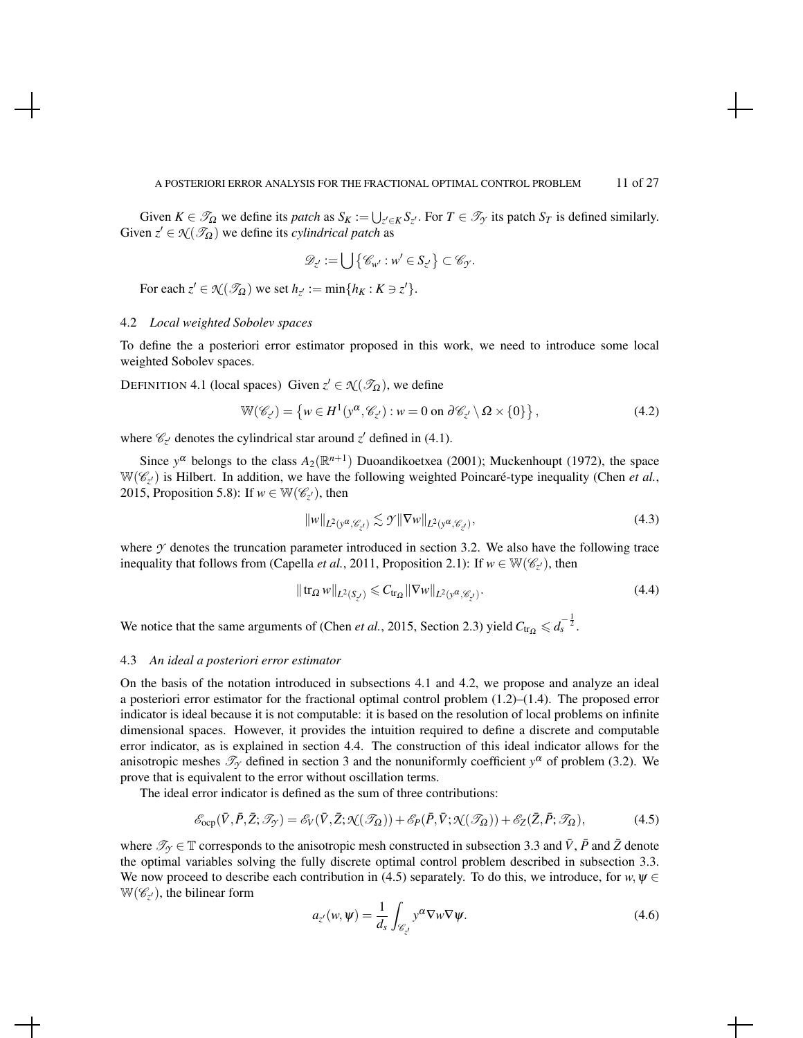Given $K \in \mathscr{T}_\Omega$ we define its *patch* as $S_K := \bigcup_{z' \in K} S_{z'}$. For $T \in \mathscr{T}_\mathscr{Y}$ its patch $S_T$ is defined similarly. Given $z' \in \mathcal{N}(\mathscr{T}_\Omega)$ we define its *cylindrical patch* as

$$\mathscr{D}_{z'} := \bigcup \left\{ \mathscr{C}_{w'} : w' \in S_{z'} \right\} \subset \mathscr{C}_\mathscr{Y}.$$

For each $z' \in \mathcal{N}(\mathscr{T}_\Omega)$ we set $h_{z'} := \min\{h_K : K \ni z'\}$.

### 4.2 *Local weighted Sobolev spaces*

To define the a posteriori error estimator proposed in this work, we need to introduce some local weighted Sobolev spaces.

DEFINITION 4.1 (local spaces) Given $z' \in \mathcal{N}(\mathscr{T}_\Omega)$, we define

$$\mathbb{W}(\mathscr{C}_{z'}) = \left\{ w \in H^1(y^\alpha, \mathscr{C}_{z'}) : w = 0 \text{ on } \partial \mathscr{C}_{z'} \setminus \Omega \times \{0\} \right\}, \tag{4.2}$$

where $\mathscr{C}_{z'}$ denotes the cylindrical star around $z'$ defined in (4.1).

Since $y^\alpha$ belongs to the class $A_2(\mathbb{R}^{n+1})$ Duoandikoetxea (2001); Muckenhoupt (1972), the space $\mathbb{W}(\mathscr{C}_{z'})$ is Hilbert. In addition, we have the following weighted Poincaré-type inequality (Chen *et al.*, 2015, Proposition 5.8): If $w \in \mathbb{W}(\mathscr{C}_{z'})$, then

$$\|w\|_{L^2(y^\alpha, \mathscr{C}_{z'})} \lesssim \mathscr{Y} \|\nabla w\|_{L^2(y^\alpha, \mathscr{C}_{z'})}, \tag{4.3}$$

where $\mathscr{Y}$ denotes the truncation parameter introduced in section 3.2. We also have the following trace inequality that follows from (Capella *et al.*, 2011, Proposition 2.1): If $w \in \mathbb{W}(\mathscr{C}_{z'})$, then

$$\| \operatorname{tr}_\Omega w\|_{L^2(S_{z'})} \leqslant C_{\operatorname{tr}_\Omega} \|\nabla w\|_{L^2(y^\alpha, \mathscr{C}_{z'})}. \tag{4.4}$$

We notice that the same arguments of (Chen *et al.*, 2015, Section 2.3) yield $C_{\operatorname{tr}_\Omega} \leqslant d_s^{-\frac{1}{2}}$.

### 4.3 *An ideal a posteriori error estimator*

On the basis of the notation introduced in subsections 4.1 and 4.2, we propose and analyze an ideal a posteriori error estimator for the fractional optimal control problem (1.2)–(1.4). The proposed error indicator is ideal because it is not computable: it is based on the resolution of local problems on infinite dimensional spaces. However, it provides the intuition required to define a discrete and computable error indicator, as is explained in section 4.4. The construction of this ideal indicator allows for the anisotropic meshes $\mathscr{T}_\mathscr{Y}$ defined in section 3 and the nonuniformly coefficient $y^\alpha$ of problem (3.2). We prove that is equivalent to the error without oscillation terms.

The ideal error indicator is defined as the sum of three contributions:

$$\mathscr{E}_{\text{ocp}}(\bar{V}, \bar{P}, \bar{Z}; \mathscr{T}_\mathscr{Y}) = \mathscr{E}_V(\bar{V}, \bar{Z}; \mathcal{N}(\mathscr{T}_\Omega)) + \mathscr{E}_P(\bar{P}, \bar{V}; \mathcal{N}(\mathscr{T}_\Omega)) + \mathscr{E}_Z(\bar{Z}, \bar{P}; \mathscr{T}_\Omega), \tag{4.5}$$

where $\mathscr{T}_\mathscr{Y} \in \mathbb{T}$ corresponds to the anisotropic mesh constructed in subsection 3.3 and $\bar{V}$, $\bar{P}$ and $\bar{Z}$ denote the optimal variables solving the fully discrete optimal control problem described in subsection 3.3. We now proceed to describe each contribution in (4.5) separately. To do this, we introduce, for $w, \psi \in \mathbb{W}(\mathscr{C}_{z'})$, the bilinear form

$$a_{z'}(w, \psi) = \frac{1}{d_s} \int_{\mathscr{C}_{z'}} y^\alpha \nabla w \nabla \psi. \tag{4.6}$$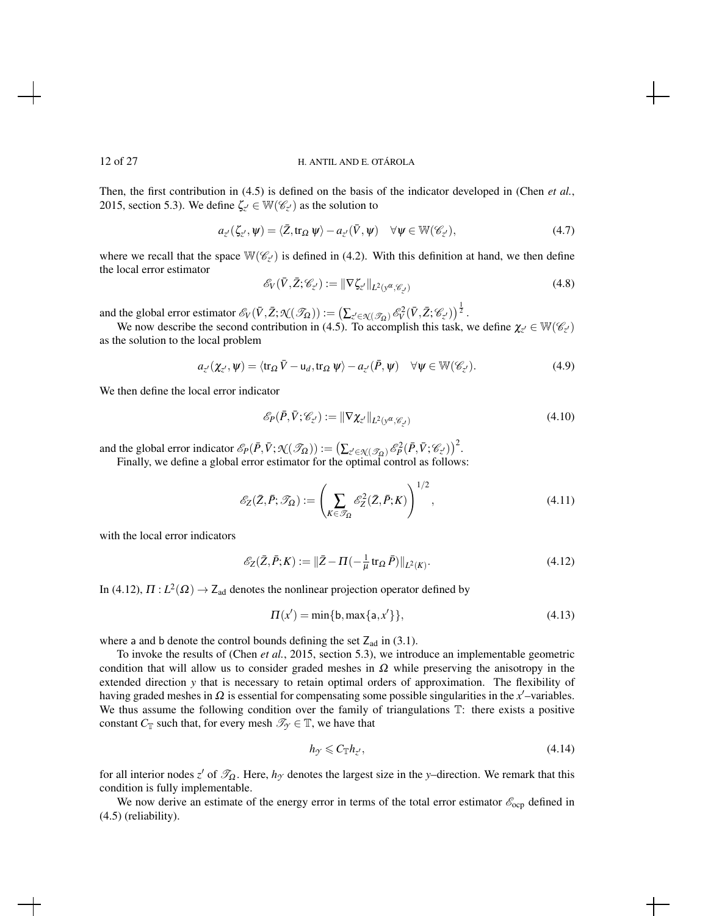Then, the first contribution in (4.5) is defined on the basis of the indicator developed in (Chen *et al.*, 2015, section 5.3). We define $\zeta_{z'} \in \mathbb{W}(\mathscr{C}_{z'})$ as the solution to

$$a_{z'}(\zeta_{z'}, \psi) = \langle \bar{Z}, \operatorname{tr}_\Omega \psi \rangle - a_{z'}(\bar{V}, \psi) \quad \forall \psi \in \mathbb{W}(\mathscr{C}_{z'}), \tag{4.7}$$

where we recall that the space $\mathbb{W}(\mathscr{C}_{z'})$ is defined in (4.2). With this definition at hand, we then define the local error estimator

$$\mathscr{E}_V(\bar{V}, \bar{Z}; \mathscr{C}_{z'}) := \|\nabla \zeta_{z'}\|_{L^2(y^\alpha, \mathscr{C}_{z'})} \tag{4.8}$$

and the global error estimator $\mathscr{E}_V(\bar{V}, \bar{Z}; \mathscr{N}(\mathscr{T}_\Omega)) := \left(\sum_{z' \in \mathscr{N}(\mathscr{T}_\Omega)} \mathscr{E}_V^2(\bar{V}, \bar{Z}; \mathscr{C}_{z'})\right)^{\frac{1}{2}}$.

We now describe the second contribution in (4.5). To accomplish this task, we define $\chi_{z'} \in \mathbb{W}(\mathscr{C}_{z'})$ as the solution to the local problem

$$a_{z'}(\chi_{z'}, \psi) = \langle \operatorname{tr}_\Omega \bar{V} - \mathsf{u}_d, \operatorname{tr}_\Omega \psi \rangle - a_{z'}(\bar{P}, \psi) \quad \forall \psi \in \mathbb{W}(\mathscr{C}_{z'}). \tag{4.9}$$

We then define the local error indicator

$$\mathscr{E}_P(\bar{P}, \bar{V}; \mathscr{C}_{z'}) := \|\nabla \chi_{z'}\|_{L^2(y^\alpha, \mathscr{C}_{z'})} \tag{4.10}$$

and the global error indicator $\mathscr{E}_P(\bar{P}, \bar{V}; \mathscr{N}(\mathscr{T}_\Omega)) := \left(\sum_{z' \in \mathscr{N}(\mathscr{T}_\Omega)} \mathscr{E}_P^2(\bar{P}, \bar{V}; \mathscr{C}_{z'})\right)^2$.

Finally, we define a global error estimator for the optimal control as follows:

$$\mathscr{E}_Z(\bar{Z}, \bar{P}; \mathscr{T}_\Omega) := \left(\sum_{K \in \mathscr{T}_\Omega} \mathscr{E}_Z^2(\bar{Z}, \bar{P}; K)\right)^{1/2}, \tag{4.11}$$

with the local error indicators

$$\mathscr{E}_Z(\bar{Z}, \bar{P}; K) := \|\bar{Z} - \Pi(-\tfrac{1}{\mu} \operatorname{tr}_\Omega \bar{P})\|_{L^2(K)}. \tag{4.12}$$

In (4.12), $\Pi : L^2(\Omega) \to \mathsf{Z}_{\mathrm{ad}}$ denotes the nonlinear projection operator defined by

$$\Pi(x') = \min\{\mathsf{b}, \max\{\mathsf{a}, x'\}\}, \tag{4.13}$$

where $\mathsf{a}$ and $\mathsf{b}$ denote the control bounds defining the set $\mathsf{Z}_{\mathrm{ad}}$ in (3.1).

To invoke the results of (Chen *et al.*, 2015, section 5.3), we introduce an implementable geometric condition that will allow us to consider graded meshes in $\Omega$ while preserving the anisotropy in the extended direction $y$ that is necessary to retain optimal orders of approximation. The flexibility of having graded meshes in $\Omega$ is essential for compensating some possible singularities in the $x'$–variables. We thus assume the following condition over the family of triangulations $\mathbb{T}$: there exists a positive constant $C_{\mathbb{T}}$ such that, for every mesh $\mathscr{T}_{\mathcal{Y}} \in \mathbb{T}$, we have that

$$h_{\mathcal{Y}} \leqslant C_{\mathbb{T}} h_{z'}, \tag{4.14}$$

for all interior nodes $z'$ of $\mathscr{T}_\Omega$. Here, $h_{\mathcal{Y}}$ denotes the largest size in the $y$–direction. We remark that this condition is fully implementable.

We now derive an estimate of the energy error in terms of the total error estimator $\mathscr{E}_{\mathrm{ocp}}$ defined in (4.5) (reliability).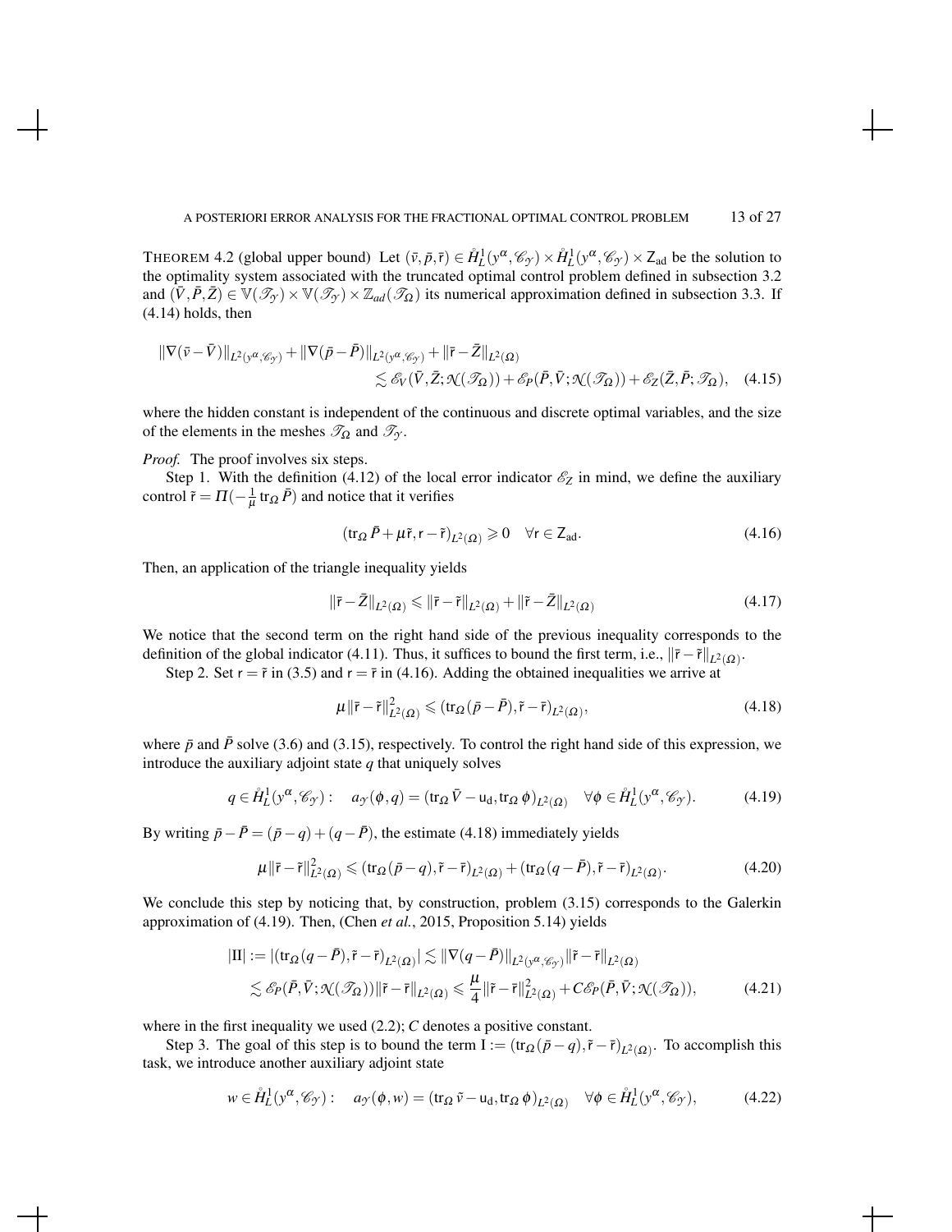THEOREM 4.2 (global upper bound) Let $(\bar{v},\bar{p},\bar{\mathsf{r}}) \in \mathring{H}_L^1(y^\alpha,\mathscr{C}_\mathcal{Y}) \times \mathring{H}_L^1(y^\alpha,\mathscr{C}_\mathcal{Y}) \times \mathsf{Z}_{\mathrm{ad}}$ be the solution to the optimality system associated with the truncated optimal control problem defined in subsection 3.2 and $(\bar{V},\bar{P},\bar{Z}) \in \mathbb{V}(\mathscr{T}_\mathcal{Y}) \times \mathbb{V}(\mathscr{T}_\mathcal{Y}) \times \mathbb{Z}_{ad}(\mathscr{T}_\Omega)$ its numerical approximation defined in subsection 3.3. If (4.14) holds, then

$$
\begin{aligned}
\|\nabla(\bar{v}-\bar{V})\|_{L^2(y^\alpha,\mathscr{C}_\mathcal{Y})} + \|\nabla(\bar{p}-\bar{P})\|_{L^2(y^\alpha,\mathscr{C}_\mathcal{Y})} + \|\bar{\mathsf{r}}-\bar{Z}\|_{L^2(\Omega)} \\
\lesssim \mathscr{E}_V(\bar{V},\bar{Z};\mathcal{N}(\mathscr{T}_\Omega)) + \mathscr{E}_P(\bar{P},\bar{V};\mathcal{N}(\mathscr{T}_\Omega)) + \mathscr{E}_Z(\bar{Z},\bar{P};\mathscr{T}_\Omega), \quad (4.15)
\end{aligned}
$$

where the hidden constant is independent of the continuous and discrete optimal variables, and the size of the elements in the meshes $\mathscr{T}_\Omega$ and $\mathscr{T}_\mathcal{Y}$.

*Proof.* The proof involves six steps.

Step 1. With the definition (4.12) of the local error indicator $\mathscr{E}_Z$ in mind, we define the auxiliary control $\tilde{\mathsf{r}} = \Pi(-\frac{1}{\mu}\operatorname{tr}_\Omega \bar{P})$ and notice that it verifies

$$
(\operatorname{tr}_\Omega \bar{P} + \mu\tilde{\mathsf{r}}, \mathsf{r}-\tilde{\mathsf{r}})_{L^2(\Omega)} \geqslant 0 \quad \forall \mathsf{r} \in \mathsf{Z}_{\mathrm{ad}}. \quad (4.16)
$$

Then, an application of the triangle inequality yields

$$
\|\bar{\mathsf{r}}-\bar{Z}\|_{L^2(\Omega)} \leqslant \|\bar{\mathsf{r}}-\tilde{\mathsf{r}}\|_{L^2(\Omega)} + \|\tilde{\mathsf{r}}-\bar{Z}\|_{L^2(\Omega)} \quad (4.17)
$$

We notice that the second term on the right hand side of the previous inequality corresponds to the definition of the global indicator (4.11). Thus, it suffices to bound the first term, i.e., $\|\bar{\mathsf{r}}-\tilde{\mathsf{r}}\|_{L^2(\Omega)}$.

Step 2. Set $\mathsf{r} = \tilde{\mathsf{r}}$ in (3.5) and $\mathsf{r} = \bar{\mathsf{r}}$ in (4.16). Adding the obtained inequalities we arrive at

$$
\mu\|\bar{\mathsf{r}}-\tilde{\mathsf{r}}\|^2_{L^2(\Omega)} \leqslant (\operatorname{tr}_\Omega(\bar{p}-\bar{P}), \tilde{\mathsf{r}}-\bar{\mathsf{r}})_{L^2(\Omega)}, \quad (4.18)
$$

where $\bar{p}$ and $\bar{P}$ solve (3.6) and (3.15), respectively. To control the right hand side of this expression, we introduce the auxiliary adjoint state $q$ that uniquely solves

$$
q \in \mathring{H}_L^1(y^\alpha,\mathscr{C}_\mathcal{Y}): \quad a_\mathcal{Y}(\phi,q) = (\operatorname{tr}_\Omega \bar{V} - \mathsf{u}_\mathrm{d}, \operatorname{tr}_\Omega \phi)_{L^2(\Omega)} \quad \forall \phi \in \mathring{H}_L^1(y^\alpha,\mathscr{C}_\mathcal{Y}). \quad (4.19)
$$

By writing $\bar{p}-\bar{P} = (\bar{p}-q) + (q-\bar{P})$, the estimate (4.18) immediately yields

$$
\mu\|\bar{\mathsf{r}}-\tilde{\mathsf{r}}\|^2_{L^2(\Omega)} \leqslant (\operatorname{tr}_\Omega(\bar{p}-q), \tilde{\mathsf{r}}-\bar{\mathsf{r}})_{L^2(\Omega)} + (\operatorname{tr}_\Omega(q-\bar{P}), \tilde{\mathsf{r}}-\bar{\mathsf{r}})_{L^2(\Omega)}. \quad (4.20)
$$

We conclude this step by noticing that, by construction, problem (3.15) corresponds to the Galerkin approximation of (4.19). Then, (Chen *et al.*, 2015, Proposition 5.14) yields

$$
\begin{aligned}
|\mathrm{II}| := |(\operatorname{tr}_\Omega(q-\bar{P}), \tilde{\mathsf{r}}-\bar{\mathsf{r}})_{L^2(\Omega)}| &\lesssim \|\nabla(q-\bar{P})\|_{L^2(y^\alpha,\mathscr{C}_\mathcal{Y})}\|\tilde{\mathsf{r}}-\bar{\mathsf{r}}\|_{L^2(\Omega)} \\
&\lesssim \mathscr{E}_P(\bar{P},\bar{V};\mathcal{N}(\mathscr{T}_\Omega))\|\tilde{\mathsf{r}}-\bar{\mathsf{r}}\|_{L^2(\Omega)} \leqslant \frac{\mu}{4}\|\tilde{\mathsf{r}}-\bar{\mathsf{r}}\|^2_{L^2(\Omega)} + C\mathscr{E}_P(\bar{P},\bar{V};\mathcal{N}(\mathscr{T}_\Omega)), \quad (4.21)
\end{aligned}
$$

where in the first inequality we used (2.2); $C$ denotes a positive constant.

Step 3. The goal of this step is to bound the term $\mathrm{I} := (\operatorname{tr}_\Omega(\bar{p}-q), \tilde{\mathsf{r}}-\bar{\mathsf{r}})_{L^2(\Omega)}$. To accomplish this task, we introduce another auxiliary adjoint state

$$
w \in \mathring{H}_L^1(y^\alpha,\mathscr{C}_\mathcal{Y}): \quad a_\mathcal{Y}(\phi,w) = (\operatorname{tr}_\Omega \tilde{v} - \mathsf{u}_\mathrm{d}, \operatorname{tr}_\Omega \phi)_{L^2(\Omega)} \quad \forall \phi \in \mathring{H}_L^1(y^\alpha,\mathscr{C}_\mathcal{Y}), \quad (4.22)
$$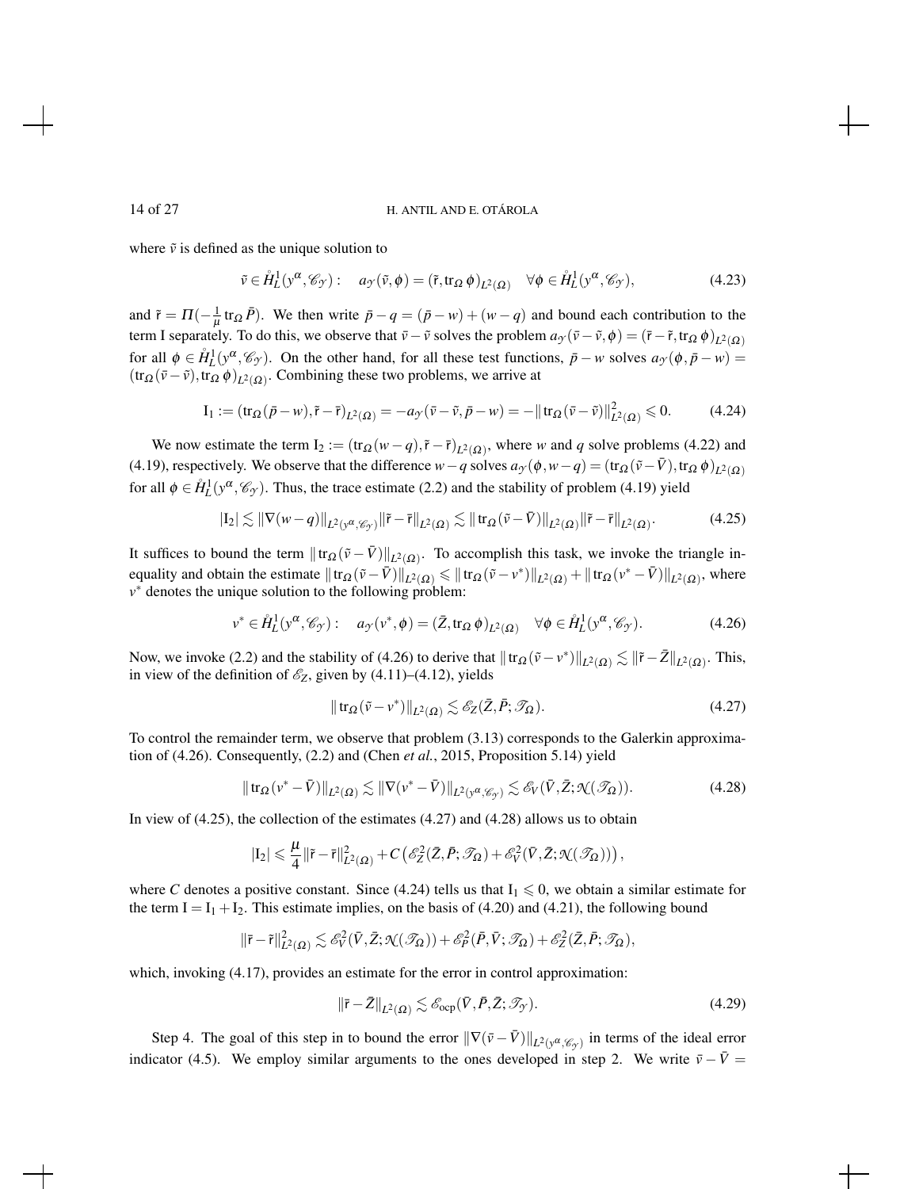where $\tilde{v}$ is defined as the unique solution to

$$\tilde{v} \in \mathring{H}_L^1(y^\alpha, \mathscr{C}_\mathscr{Y}) : \quad a_\mathscr{Y}(\tilde{v}, \phi) = (\tilde{\mathsf{r}}, \operatorname{tr}_\Omega \phi)_{L^2(\Omega)} \quad \forall \phi \in \mathring{H}_L^1(y^\alpha, \mathscr{C}_\mathscr{Y}), \tag{4.23}$$

and $\tilde{\mathsf{r}} = \Pi(-\frac{1}{\mu} \operatorname{tr}_\Omega \bar{P})$. We then write $\bar{p} - q = (\bar{p} - w) + (w - q)$ and bound each contribution to the term I separately. To do this, we observe that $\bar{v} - \tilde{v}$ solves the problem $a_\mathscr{Y}(\bar{v} - \tilde{v}, \phi) = (\bar{\mathsf{r}} - \tilde{\mathsf{r}}, \operatorname{tr}_\Omega \phi)_{L^2(\Omega)}$ for all $\phi \in \mathring{H}_L^1(y^\alpha, \mathscr{C}_\mathscr{Y})$. On the other hand, for all these test functions, $\bar{p} - w$ solves $a_\mathscr{Y}(\phi, \bar{p} - w) = (\operatorname{tr}_\Omega(\bar{v} - \tilde{v}), \operatorname{tr}_\Omega \phi)_{L^2(\Omega)}$. Combining these two problems, we arrive at

$$\mathrm{I}_1 := (\operatorname{tr}_\Omega(\bar{p} - w), \tilde{\mathsf{r}} - \bar{\mathsf{r}})_{L^2(\Omega)} = -a_\mathscr{Y}(\bar{v} - \tilde{v}, \bar{p} - w) = -\|\operatorname{tr}_\Omega(\bar{v} - \tilde{v})\|_{L^2(\Omega)}^2 \leqslant 0. \tag{4.24}$$

We now estimate the term $\mathrm{I}_2 := (\operatorname{tr}_\Omega(w - q), \tilde{\mathsf{r}} - \bar{\mathsf{r}})_{L^2(\Omega)}$, where $w$ and $q$ solve problems (4.22) and (4.19), respectively. We observe that the difference $w - q$ solves $a_\mathscr{Y}(\phi, w - q) = (\operatorname{tr}_\Omega(\tilde{v} - \bar{V}), \operatorname{tr}_\Omega \phi)_{L^2(\Omega)}$ for all $\phi \in \mathring{H}_L^1(y^\alpha, \mathscr{C}_\mathscr{Y})$. Thus, the trace estimate (2.2) and the stability of problem (4.19) yield

$$|\mathrm{I}_2| \lesssim \|\nabla(w - q)\|_{L^2(y^\alpha, \mathscr{C}_\mathscr{Y})} \|\tilde{\mathsf{r}} - \bar{\mathsf{r}}\|_{L^2(\Omega)} \lesssim \|\operatorname{tr}_\Omega(\tilde{v} - \bar{V})\|_{L^2(\Omega)} \|\tilde{\mathsf{r}} - \bar{\mathsf{r}}\|_{L^2(\Omega)}. \tag{4.25}$$

It suffices to bound the term $\|\operatorname{tr}_\Omega(\tilde{v} - \bar{V})\|_{L^2(\Omega)}$. To accomplish this task, we invoke the triangle inequality and obtain the estimate $\|\operatorname{tr}_\Omega(\tilde{v} - \bar{V})\|_{L^2(\Omega)} \leqslant \|\operatorname{tr}_\Omega(\tilde{v} - v^*)\|_{L^2(\Omega)} + \|\operatorname{tr}_\Omega(v^* - \bar{V})\|_{L^2(\Omega)}$, where $v^*$ denotes the unique solution to the following problem:

$$v^* \in \mathring{H}_L^1(y^\alpha, \mathscr{C}_\mathscr{Y}) : \quad a_\mathscr{Y}(v^*, \phi) = (\bar{Z}, \operatorname{tr}_\Omega \phi)_{L^2(\Omega)} \quad \forall \phi \in \mathring{H}_L^1(y^\alpha, \mathscr{C}_\mathscr{Y}). \tag{4.26}$$

Now, we invoke (2.2) and the stability of (4.26) to derive that $\|\operatorname{tr}_\Omega(\tilde{v} - v^*)\|_{L^2(\Omega)} \lesssim \|\tilde{\mathsf{r}} - \bar{Z}\|_{L^2(\Omega)}$. This, in view of the definition of $\mathscr{E}_Z$, given by (4.11)–(4.12), yields

$$\|\operatorname{tr}_\Omega(\tilde{v} - v^*)\|_{L^2(\Omega)} \lesssim \mathscr{E}_Z(\bar{Z}, \bar{P}; \mathscr{T}_\Omega). \tag{4.27}$$

To control the remainder term, we observe that problem (3.13) corresponds to the Galerkin approximation of (4.26). Consequently, (2.2) and (Chen *et al.*, 2015, Proposition 5.14) yield

$$\|\operatorname{tr}_\Omega(v^* - \bar{V})\|_{L^2(\Omega)} \lesssim \|\nabla(v^* - \bar{V})\|_{L^2(y^\alpha, \mathscr{C}_\mathscr{Y})} \lesssim \mathscr{E}_V(\bar{V}, \bar{Z}; \mathscr{N}(\mathscr{T}_\Omega)). \tag{4.28}$$

In view of (4.25), the collection of the estimates (4.27) and (4.28) allows us to obtain

$$|\mathrm{I}_2| \leqslant \frac{\mu}{4} \|\bar{\mathsf{r}} - \tilde{\mathsf{r}}\|_{L^2(\Omega)}^2 + C\left(\mathscr{E}_Z^2(\bar{Z}, \bar{P}; \mathscr{T}_\Omega) + \mathscr{E}_V^2(\bar{V}, \bar{Z}; \mathscr{N}(\mathscr{T}_\Omega))\right),$$

where $C$ denotes a positive constant. Since (4.24) tells us that $\mathrm{I}_1 \leqslant 0$, we obtain a similar estimate for the term $\mathrm{I} = \mathrm{I}_1 + \mathrm{I}_2$. This estimate implies, on the basis of (4.20) and (4.21), the following bound

$$\|\bar{\mathsf{r}} - \tilde{\mathsf{r}}\|_{L^2(\Omega)}^2 \lesssim \mathscr{E}_V^2(\bar{V}, \bar{Z}; \mathscr{N}(\mathscr{T}_\Omega)) + \mathscr{E}_P^2(\bar{P}, \bar{V}; \mathscr{T}_\Omega) + \mathscr{E}_Z^2(\bar{Z}, \bar{P}; \mathscr{T}_\Omega),$$

which, invoking (4.17), provides an estimate for the error in control approximation:

$$\|\bar{\mathsf{r}} - \bar{Z}\|_{L^2(\Omega)} \lesssim \mathscr{E}_{\mathrm{ocp}}(\bar{V}, \bar{P}, \bar{Z}; \mathscr{T}_\mathscr{Y}). \tag{4.29}$$

Step 4. The goal of this step in to bound the error $\|\nabla(\bar{v} - \bar{V})\|_{L^2(y^\alpha, \mathscr{C}_\mathscr{Y})}$ in terms of the ideal error indicator (4.5). We employ similar arguments to the ones developed in step 2. We write $\bar{v} - \bar{V} =$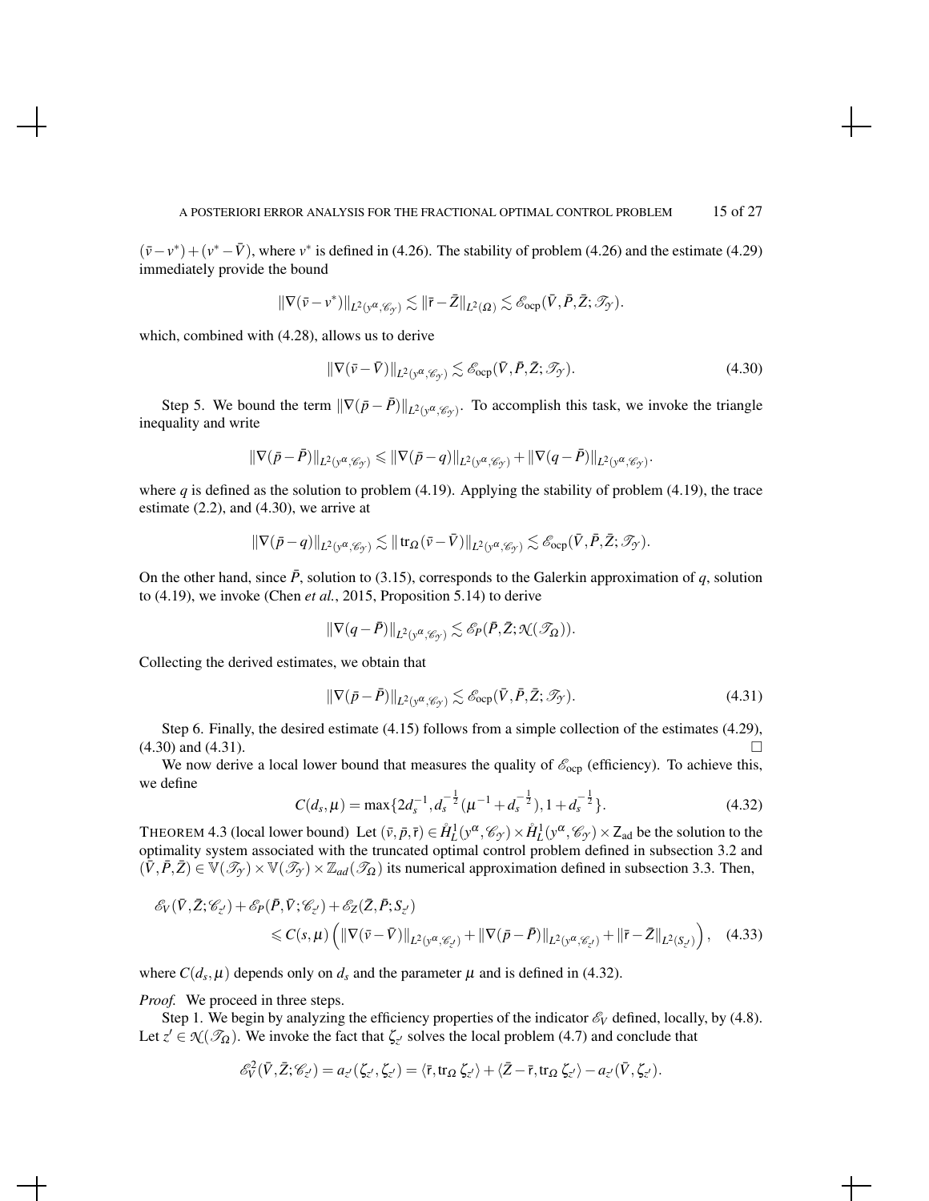$(\bar{v} - v^*) + (v^* - \bar{V})$, where $v^*$ is defined in (4.26). The stability of problem (4.26) and the estimate (4.29) immediately provide the bound

$$\|\nabla(\bar{v} - v^*)\|_{L^2(y^\alpha, \mathscr{C}_\mathscr{Y})} \lesssim \|\bar{\mathsf{r}} - \bar{Z}\|_{L^2(\Omega)} \lesssim \mathscr{E}_{\rm ocp}(\bar{V}, \bar{P}, \bar{Z}; \mathscr{T}_\mathscr{Y}).$$

which, combined with (4.28), allows us to derive

$$\|\nabla(\bar{v} - \bar{V})\|_{L^2(y^\alpha, \mathscr{C}_\mathscr{Y})} \lesssim \mathscr{E}_{\rm ocp}(\bar{V}, \bar{P}, \bar{Z}; \mathscr{T}_\mathscr{Y}). \tag{4.30}$$

Step 5. We bound the term $\|\nabla(\bar{p} - \bar{P})\|_{L^2(y^\alpha, \mathscr{C}_\mathscr{Y})}$. To accomplish this task, we invoke the triangle inequality and write

$$\|\nabla(\bar{p} - \bar{P})\|_{L^2(y^\alpha, \mathscr{C}_\mathscr{Y})} \leqslant \|\nabla(\bar{p} - q)\|_{L^2(y^\alpha, \mathscr{C}_\mathscr{Y})} + \|\nabla(q - \bar{P})\|_{L^2(y^\alpha, \mathscr{C}_\mathscr{Y})}.$$

where $q$ is defined as the solution to problem (4.19). Applying the stability of problem (4.19), the trace estimate (2.2), and (4.30), we arrive at

$$\|\nabla(\bar{p} - q)\|_{L^2(y^\alpha, \mathscr{C}_\mathscr{Y})} \lesssim \|\operatorname{tr}_\Omega(\bar{v} - \bar{V})\|_{L^2(y^\alpha, \mathscr{C}_\mathscr{Y})} \lesssim \mathscr{E}_{\rm ocp}(\bar{V}, \bar{P}, \bar{Z}; \mathscr{T}_\mathscr{Y}).$$

On the other hand, since $\bar{P}$, solution to (3.15), corresponds to the Galerkin approximation of $q$, solution to (4.19), we invoke (Chen *et al.*, 2015, Proposition 5.14) to derive

$$\|\nabla(q - \bar{P})\|_{L^2(y^\alpha, \mathscr{C}_\mathscr{Y})} \lesssim \mathscr{E}_P(\bar{P}, \bar{Z}; \mathcal{N}(\mathscr{T}_\Omega)).$$

Collecting the derived estimates, we obtain that

$$\|\nabla(\bar{p} - \bar{P})\|_{L^2(y^\alpha, \mathscr{C}_\mathscr{Y})} \lesssim \mathscr{E}_{\rm ocp}(\bar{V}, \bar{P}, \bar{Z}; \mathscr{T}_\mathscr{Y}). \tag{4.31}$$

Step 6. Finally, the desired estimate (4.15) follows from a simple collection of the estimates (4.29), (4.30) and (4.31). $\square$

We now derive a local lower bound that measures the quality of $\mathscr{E}_{\rm ocp}$ (efficiency). To achieve this, we define

$$C(d_s, \mu) = \max\{2d_s^{-1}, d_s^{-\frac{1}{2}}(\mu^{-1} + d_s^{-\frac{1}{2}}), 1 + d_s^{-\frac{1}{2}}\}. \tag{4.32}$$

THEOREM 4.3 (local lower bound) Let $(\bar{v}, \bar{p}, \bar{\mathsf{r}}) \in \mathring{H}^1_L(y^\alpha, \mathscr{C}_\mathscr{Y}) \times \mathring{H}^1_L(y^\alpha, \mathscr{C}_\mathscr{Y}) \times \mathsf{Z}_{\rm ad}$ be the solution to the optimality system associated with the truncated optimal control problem defined in subsection 3.2 and $(\bar{V}, \bar{P}, \bar{Z}) \in \mathbb{V}(\mathscr{T}_\mathscr{Y}) \times \mathbb{V}(\mathscr{T}_\mathscr{Y}) \times \mathbb{Z}_{ad}(\mathscr{T}_\Omega)$ its numerical approximation defined in subsection 3.3. Then,

$$\begin{aligned}\mathscr{E}_V(\bar{V}, \bar{Z}; \mathscr{C}_{z'}) &+ \mathscr{E}_P(\bar{P}, \bar{V}; \mathscr{C}_{z'}) + \mathscr{E}_Z(\bar{Z}, \bar{P}; S_{z'}) \\ &\leqslant C(s, \mu)\left(\|\nabla(\bar{v} - \bar{V})\|_{L^2(y^\alpha, \mathscr{C}_{z'})} + \|\nabla(\bar{p} - \bar{P})\|_{L^2(y^\alpha, \mathscr{C}_{z'})} + \|\bar{\mathsf{r}} - \bar{Z}\|_{L^2(S_{z'})}\right),\end{aligned} \tag{4.33}$$

where $C(d_s, \mu)$ depends only on $d_s$ and the parameter $\mu$ and is defined in (4.32).

*Proof.* We proceed in three steps.

Step 1. We begin by analyzing the efficiency properties of the indicator $\mathscr{E}_V$ defined, locally, by (4.8). Let $z' \in \mathcal{N}(\mathscr{T}_\Omega)$. We invoke the fact that $\zeta_{z'}$ solves the local problem (4.7) and conclude that

$$\mathscr{E}_V^2(\bar{V}, \bar{Z}; \mathscr{C}_{z'}) = a_{z'}(\zeta_{z'}, \zeta_{z'}) = \langle \bar{\mathsf{r}}, \operatorname{tr}_\Omega \zeta_{z'} \rangle + \langle \bar{Z} - \bar{\mathsf{r}}, \operatorname{tr}_\Omega \zeta_{z'} \rangle - a_{z'}(\bar{V}, \zeta_{z'}).$$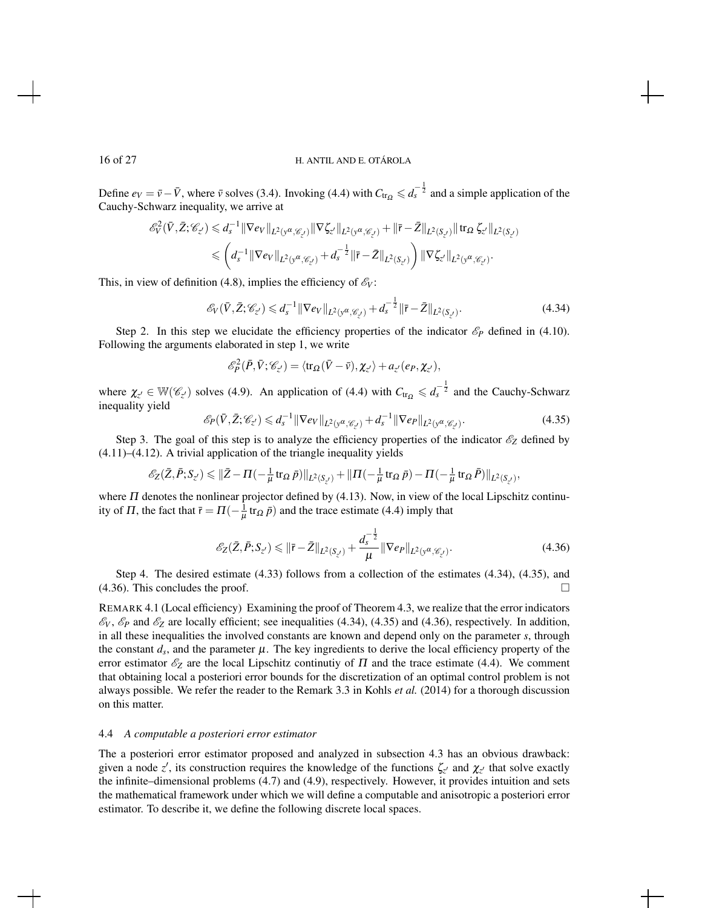Define $e_V = \bar{v} - \bar{V}$, where $\bar{v}$ solves (3.4). Invoking (4.4) with $C_{\operatorname{tr}_\Omega} \leqslant d_s^{-\frac{1}{2}}$ and a simple application of the Cauchy-Schwarz inequality, we arrive at

$$
\begin{aligned}
\mathscr{E}_V^2(\bar{V}, \bar{Z}; \mathscr{C}_{z'}) &\leqslant d_s^{-1} \|\nabla e_V\|_{L^2(y^\alpha, \mathscr{C}_{z'})} \|\nabla \zeta_{z'}\|_{L^2(y^\alpha, \mathscr{C}_{z'})} + \|\bar{\mathsf{r}} - \bar{Z}\|_{L^2(S_{z'})} \|\operatorname{tr}_\Omega \zeta_{z'}\|_{L^2(S_{z'})} \\
&\leqslant \left( d_s^{-1} \|\nabla e_V\|_{L^2(y^\alpha, \mathscr{C}_{z'})} + d_s^{-\frac{1}{2}} \|\bar{\mathsf{r}} - \bar{Z}\|_{L^2(S_{z'})} \right) \|\nabla \zeta_{z'}\|_{L^2(y^\alpha, \mathscr{C}_{z'})}.
\end{aligned}
$$

This, in view of definition (4.8), implies the efficiency of $\mathscr{E}_V$:

$$
\mathscr{E}_V(\bar{V}, \bar{Z}; \mathscr{C}_{z'}) \leqslant d_s^{-1} \|\nabla e_V\|_{L^2(y^\alpha, \mathscr{C}_{z'})} + d_s^{-\frac{1}{2}} \|\bar{\mathsf{r}} - \bar{Z}\|_{L^2(S_{z'})}. \tag{4.34}
$$

Step 2. In this step we elucidate the efficiency properties of the indicator $\mathscr{E}_P$ defined in (4.10). Following the arguments elaborated in step 1, we write

$$
\mathscr{E}_P^2(\bar{P}, \bar{V}; \mathscr{C}_{z'}) = \langle \operatorname{tr}_\Omega (\bar{V} - \bar{v}), \chi_{z'} \rangle + a_{z'}(e_P, \chi_{z'}),
$$

where $\chi_{z'} \in \mathbb{W}(\mathscr{C}_{z'})$ solves (4.9). An application of (4.4) with $C_{\operatorname{tr}_\Omega} \leqslant d_s^{-\frac{1}{2}}$ and the Cauchy-Schwarz inequality yield

$$
\mathscr{E}_P(\bar{V}, \bar{Z}; \mathscr{C}_{z'}) \leqslant d_s^{-1} \|\nabla e_V\|_{L^2(y^\alpha, \mathscr{C}_{z'})} + d_s^{-1} \|\nabla e_P\|_{L^2(y^\alpha, \mathscr{C}_{z'})}. \tag{4.35}
$$

Step 3. The goal of this step is to analyze the efficiency properties of the indicator $\mathscr{E}_Z$ defined by (4.11)–(4.12). A trivial application of the triangle inequality yields

$$
\mathscr{E}_Z(\bar{Z}, \bar{P}; S_{z'}) \leqslant \|\bar{Z} - \Pi(-\tfrac{1}{\mu} \operatorname{tr}_\Omega \bar{p})\|_{L^2(S_{z'})} + \|\Pi(-\tfrac{1}{\mu} \operatorname{tr}_\Omega \bar{p}) - \Pi(-\tfrac{1}{\mu} \operatorname{tr}_\Omega \bar{P})\|_{L^2(S_{z'})},
$$

where $\Pi$ denotes the nonlinear projector defined by (4.13). Now, in view of the local Lipschitz continuity of $\Pi$, the fact that $\bar{\mathsf{r}} = \Pi(-\frac{1}{\mu} \operatorname{tr}_\Omega \bar{p})$ and the trace estimate (4.4) imply that

$$
\mathscr{E}_Z(\bar{Z}, \bar{P}; S_{z'}) \leqslant \|\bar{\mathsf{r}} - \bar{Z}\|_{L^2(S_{z'})} + \frac{d_s^{-\frac{1}{2}}}{\mu} \|\nabla e_P\|_{L^2(y^\alpha, \mathscr{C}_{z'})}. \tag{4.36}
$$

Step 4. The desired estimate (4.33) follows from a collection of the estimates (4.34), (4.35), and (4.36). This concludes the proof. $\square$

REMARK 4.1 (Local efficiency) Examining the proof of Theorem 4.3, we realize that the error indicators $\mathscr{E}_V$, $\mathscr{E}_P$ and $\mathscr{E}_Z$ are locally efficient; see inequalities (4.34), (4.35) and (4.36), respectively. In addition, in all these inequalities the involved constants are known and depend only on the parameter $s$, through the constant $d_s$, and the parameter $\mu$. The key ingredients to derive the local efficiency property of the error estimator $\mathscr{E}_Z$ are the local Lipschitz continutiy of $\Pi$ and the trace estimate (4.4). We comment that obtaining local a posteriori error bounds for the discretization of an optimal control problem is not always possible. We refer the reader to the Remark 3.3 in Kohls *et al.* (2014) for a thorough discussion on this matter.

### 4.4 *A computable a posteriori error estimator*

The a posteriori error estimator proposed and analyzed in subsection 4.3 has an obvious drawback: given a node $z'$, its construction requires the knowledge of the functions $\zeta_{z'}$ and $\chi_{z'}$ that solve exactly the infinite–dimensional problems (4.7) and (4.9), respectively. However, it provides intuition and sets the mathematical framework under which we will define a computable and anisotropic a posteriori error estimator. To describe it, we define the following discrete local spaces.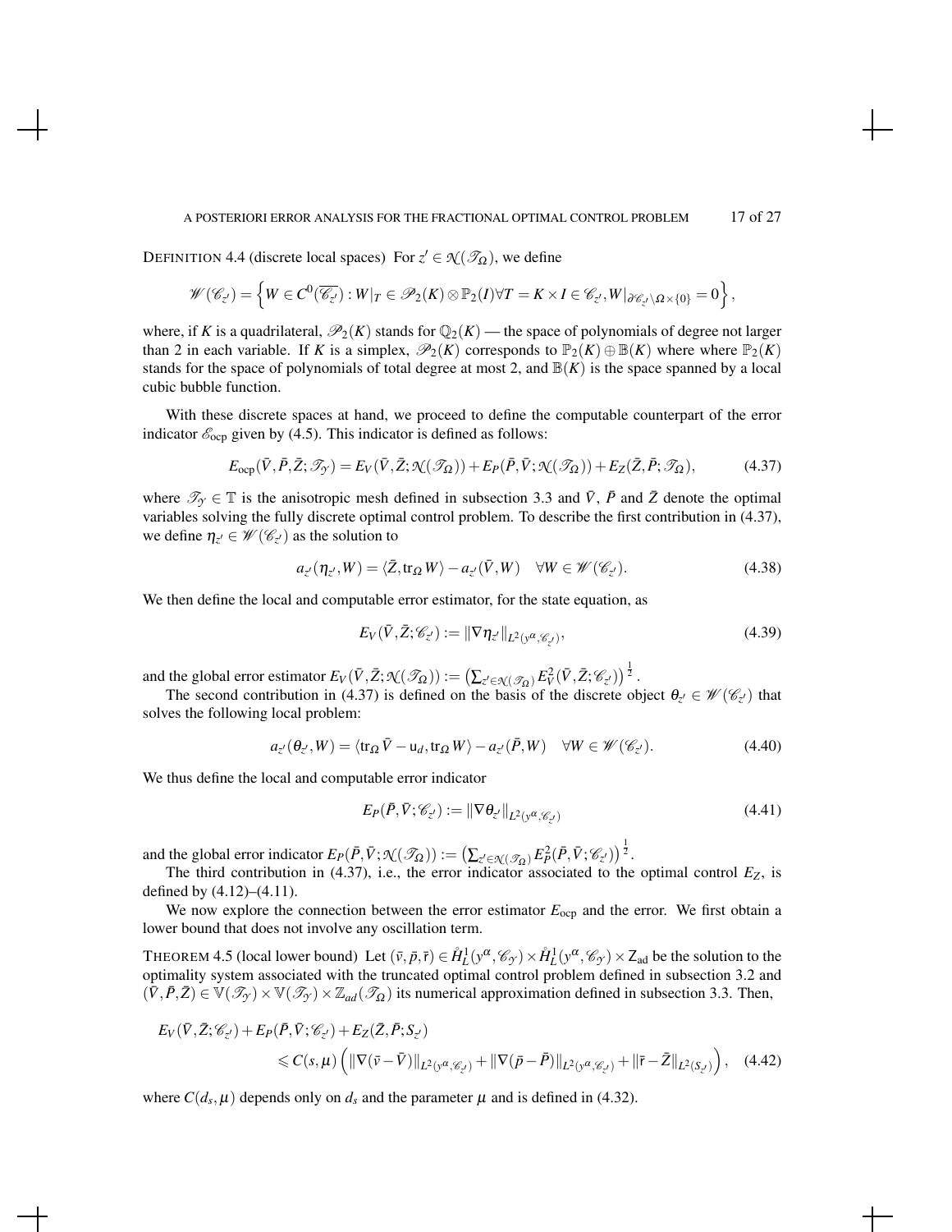DEFINITION 4.4 (discrete local spaces) For $z' \in \mathcal{N}(\mathscr{T}_\Omega)$, we define

$$\mathscr{W}(\mathscr{C}_{z'}) = \left\{ W \in C^0(\overline{\mathscr{C}_{z'}}) : W|_T \in \mathscr{P}_2(K) \otimes \mathbb{P}_2(I) \forall T = K \times I \in \mathscr{C}_{z'}, W|_{\partial \mathscr{C}_{z'} \setminus \Omega \times \{0\}} = 0 \right\},$$

where, if $K$ is a quadrilateral, $\mathscr{P}_2(K)$ stands for $\mathbb{Q}_2(K)$ — the space of polynomials of degree not larger than 2 in each variable. If $K$ is a simplex, $\mathscr{P}_2(K)$ corresponds to $\mathbb{P}_2(K) \oplus \mathbb{B}(K)$ where where $\mathbb{P}_2(K)$ stands for the space of polynomials of total degree at most 2, and $\mathbb{B}(K)$ is the space spanned by a local cubic bubble function.

With these discrete spaces at hand, we proceed to define the computable counterpart of the error indicator $\mathscr{E}_{\text{ocp}}$ given by (4.5). This indicator is defined as follows:

$$E_{\text{ocp}}(\bar{V}, \bar{P}, \bar{Z}; \mathscr{T}_\mathscr{Y}) = E_V(\bar{V}, \bar{Z}; \mathcal{N}(\mathscr{T}_\Omega)) + E_P(\bar{P}, \bar{V}; \mathcal{N}(\mathscr{T}_\Omega)) + E_Z(\bar{Z}, \bar{P}; \mathscr{T}_\Omega), \tag{4.37}$$

where $\mathscr{T}_\mathscr{Y} \in \mathbb{T}$ is the anisotropic mesh defined in subsection 3.3 and $\bar{V}$, $\bar{P}$ and $\bar{Z}$ denote the optimal variables solving the fully discrete optimal control problem. To describe the first contribution in (4.37), we define $\eta_{z'} \in \mathscr{W}(\mathscr{C}_{z'})$ as the solution to

$$a_{z'}(\eta_{z'}, W) = \langle \bar{Z}, \text{tr}_\Omega W \rangle - a_{z'}(\bar{V}, W) \quad \forall W \in \mathscr{W}(\mathscr{C}_{z'}). \tag{4.38}$$

We then define the local and computable error estimator, for the state equation, as

$$E_V(\bar{V}, \bar{Z}; \mathscr{C}_{z'}) := \|\nabla \eta_{z'}\|_{L^2(y^\alpha, \mathscr{C}_{z'})}, \tag{4.39}$$

and the global error estimator $E_V(\bar{V}, \bar{Z}; \mathcal{N}(\mathscr{T}_\Omega)) := \left(\sum_{z' \in \mathcal{N}(\mathscr{T}_\Omega)} E_V^2(\bar{V}, \bar{Z}; \mathscr{C}_{z'})\right)^{\frac{1}{2}}$.

The second contribution in (4.37) is defined on the basis of the discrete object $\theta_{z'} \in \mathscr{W}(\mathscr{C}_{z'})$ that solves the following local problem:

$$a_{z'}(\theta_{z'}, W) = \langle \text{tr}_\Omega \bar{V} - \mathsf{u}_d, \text{tr}_\Omega W \rangle - a_{z'}(\bar{P}, W) \quad \forall W \in \mathscr{W}(\mathscr{C}_{z'}). \tag{4.40}$$

We thus define the local and computable error indicator

$$E_P(\bar{P}, \bar{V}; \mathscr{C}_{z'}) := \|\nabla \theta_{z'}\|_{L^2(y^\alpha, \mathscr{C}_{z'})} \tag{4.41}$$

and the global error indicator $E_P(\bar{P}, \bar{V}; \mathcal{N}(\mathscr{T}_\Omega)) := \left(\sum_{z' \in \mathcal{N}(\mathscr{T}_\Omega)} E_P^2(\bar{P}, \bar{V}; \mathscr{C}_{z'})\right)^{\frac{1}{2}}$.

The third contribution in (4.37), i.e., the error indicator associated to the optimal control $E_Z$, is defined by (4.12)–(4.11).

We now explore the connection between the error estimator $E_{\text{ocp}}$ and the error. We first obtain a lower bound that does not involve any oscillation term.

THEOREM 4.5 (local lower bound) Let $(\bar{v}, \bar{p}, \bar{r}) \in \mathring{H}_L^1(y^\alpha, \mathscr{C}_\mathscr{Y}) \times \mathring{H}_L^1(y^\alpha, \mathscr{C}_\mathscr{Y}) \times \mathsf{Z}_{\text{ad}}$ be the solution to the optimality system associated with the truncated optimal control problem defined in subsection 3.2 and $(\bar{V}, \bar{P}, \bar{Z}) \in \mathbb{V}(\mathscr{T}_\mathscr{Y}) \times \mathbb{V}(\mathscr{T}_\mathscr{Y}) \times \mathbb{Z}_{ad}(\mathscr{T}_\Omega)$ its numerical approximation defined in subsection 3.3. Then,

$$\begin{aligned} E_V(\bar{V}, \bar{Z}; \mathscr{C}_{z'}) &+ E_P(\bar{P}, \bar{V}; \mathscr{C}_{z'}) + E_Z(\bar{Z}, \bar{P}; S_{z'}) \\ &\leqslant C(s, \mu) \left( \|\nabla(\bar{v} - \bar{V})\|_{L^2(y^\alpha, \mathscr{C}_{z'})} + \|\nabla(\bar{p} - \bar{P})\|_{L^2(y^\alpha, \mathscr{C}_{z'})} + \|\bar{\mathsf{r}} - \bar{Z}\|_{L^2(S_{z'})} \right), \end{aligned} \tag{4.42}$$

where $C(d_s, \mu)$ depends only on $d_s$ and the parameter $\mu$ and is defined in (4.32).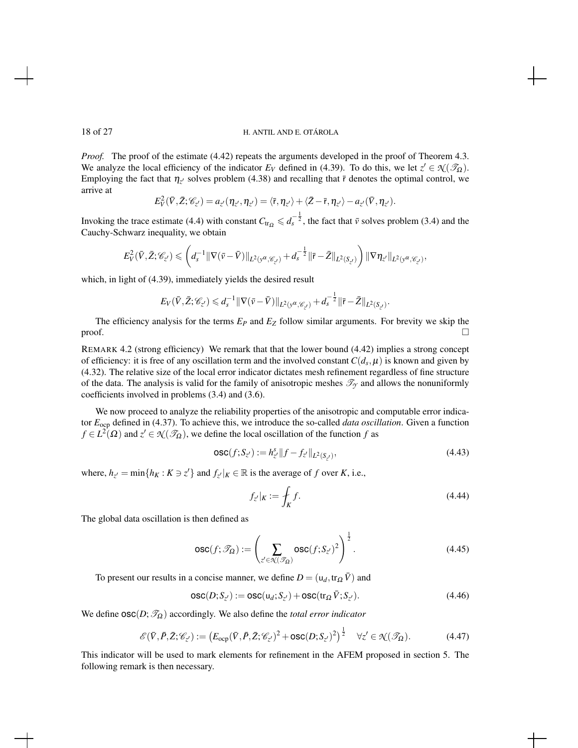*Proof.* The proof of the estimate (4.42) repeats the arguments developed in the proof of Theorem 4.3. We analyze the local efficiency of the indicator $E_V$ defined in (4.39). To do this, we let $z' \in \mathcal{N}(\mathscr{T}_\Omega)$. Employing the fact that $\eta_{z'}$ solves problem (4.38) and recalling that $\bar{\mathsf{r}}$ denotes the optimal control, we arrive at

$$E_V^2(\bar{V},\bar{Z};\mathscr{C}_{z'}) = a_{z'}(\eta_{z'},\eta_{z'}) = \langle \bar{\mathsf{r}}, \eta_{z'} \rangle + \langle \bar{Z} - \bar{\mathsf{r}}, \eta_{z'} \rangle - a_{z'}(\bar{V},\eta_{z'}).$$

Invoking the trace estimate (4.4) with constant $C_{\mathrm{tr}_\Omega} \leqslant d_s^{-\frac{1}{2}}$, the fact that $\bar{v}$ solves problem (3.4) and the Cauchy-Schwarz inequality, we obtain

$$E_V^2(\bar{V},\bar{Z};\mathscr{C}_{z'}) \leqslant \left( d_s^{-1} \|\nabla(\bar{v} - \bar{V})\|_{L^2(y^\alpha,\mathscr{C}_{z'})} + d_s^{-\frac{1}{2}} \|\bar{\mathsf{r}} - \bar{Z}\|_{L^2(S_{z'})} \right) \|\nabla \eta_{z'}\|_{L^2(y^\alpha,\mathscr{C}_{z'})},$$

which, in light of (4.39), immediately yields the desired result

$$E_V(\bar{V},\bar{Z};\mathscr{C}_{z'}) \leqslant d_s^{-1} \|\nabla(\bar{v} - \bar{V})\|_{L^2(y^\alpha,\mathscr{C}_{z'})} + d_s^{-\frac{1}{2}} \|\bar{\mathsf{r}} - \bar{Z}\|_{L^2(S_{z'})}.$$

The efficiency analysis for the terms $E_P$ and $E_Z$ follow similar arguments. For brevity we skip the proof. $\square$

REMARK 4.2 (strong efficiency) We remark that that the lower bound (4.42) implies a strong concept of efficiency: it is free of any oscillation term and the involved constant $C(d_s,\mu)$ is known and given by (4.32). The relative size of the local error indicator dictates mesh refinement regardless of fine structure of the data. The analysis is valid for the family of anisotropic meshes $\mathscr{T}_{\mathscr{Y}}$ and allows the nonuniformly coefficients involved in problems (3.4) and (3.6).

We now proceed to analyze the reliability properties of the anisotropic and computable error indicator $E_{\mathrm{ocp}}$ defined in (4.37). To achieve this, we introduce the so-called *data oscillation*. Given a function $f \in L^2(\Omega)$ and $z' \in \mathcal{N}(\mathscr{T}_\Omega)$, we define the local oscillation of the function $f$ as

$$\mathsf{osc}(f;S_{z'}) := h_{z'}^s \|f - f_{z'}\|_{L^2(S_{z'})}, \tag{4.43}$$

where, $h_{z'} = \min\{h_K : K \ni z'\}$ and $f_{z'}|_K \in \mathbb{R}$ is the average of $f$ over $K$, i.e.,

$$f_{z'}|_K := \fint_K f. \tag{4.44}$$

The global data oscillation is then defined as

$$\mathsf{osc}(f;\mathscr{T}_\Omega) := \left( \sum_{z' \in \mathcal{N}(\mathscr{T}_\Omega)} \mathsf{osc}(f;S_{z'})^2 \right)^{\frac{1}{2}}. \tag{4.45}$$

To present our results in a concise manner, we define $D = (\mathsf{u}_d, \mathrm{tr}_\Omega \bar{V})$ and

$$\mathsf{osc}(D;S_{z'}) := \mathsf{osc}(\mathsf{u}_d;S_{z'}) + \mathsf{osc}(\mathrm{tr}_\Omega \bar{V};S_{z'}). \tag{4.46}$$

We define $\mathsf{osc}(D;\mathscr{T}_\Omega)$ accordingly. We also define the *total error indicator*

$$\mathscr{E}(\bar{V},\bar{P},\bar{Z};\mathscr{C}_{z'}) := \left( E_{\mathrm{ocp}}(\bar{V},\bar{P},\bar{Z};\mathscr{C}_{z'})^2 + \mathsf{osc}(D;S_{z'})^2 \right)^{\frac{1}{2}} \quad \forall z' \in \mathcal{N}(\mathscr{T}_\Omega). \tag{4.47}$$

This indicator will be used to mark elements for refinement in the AFEM proposed in section 5. The following remark is then necessary.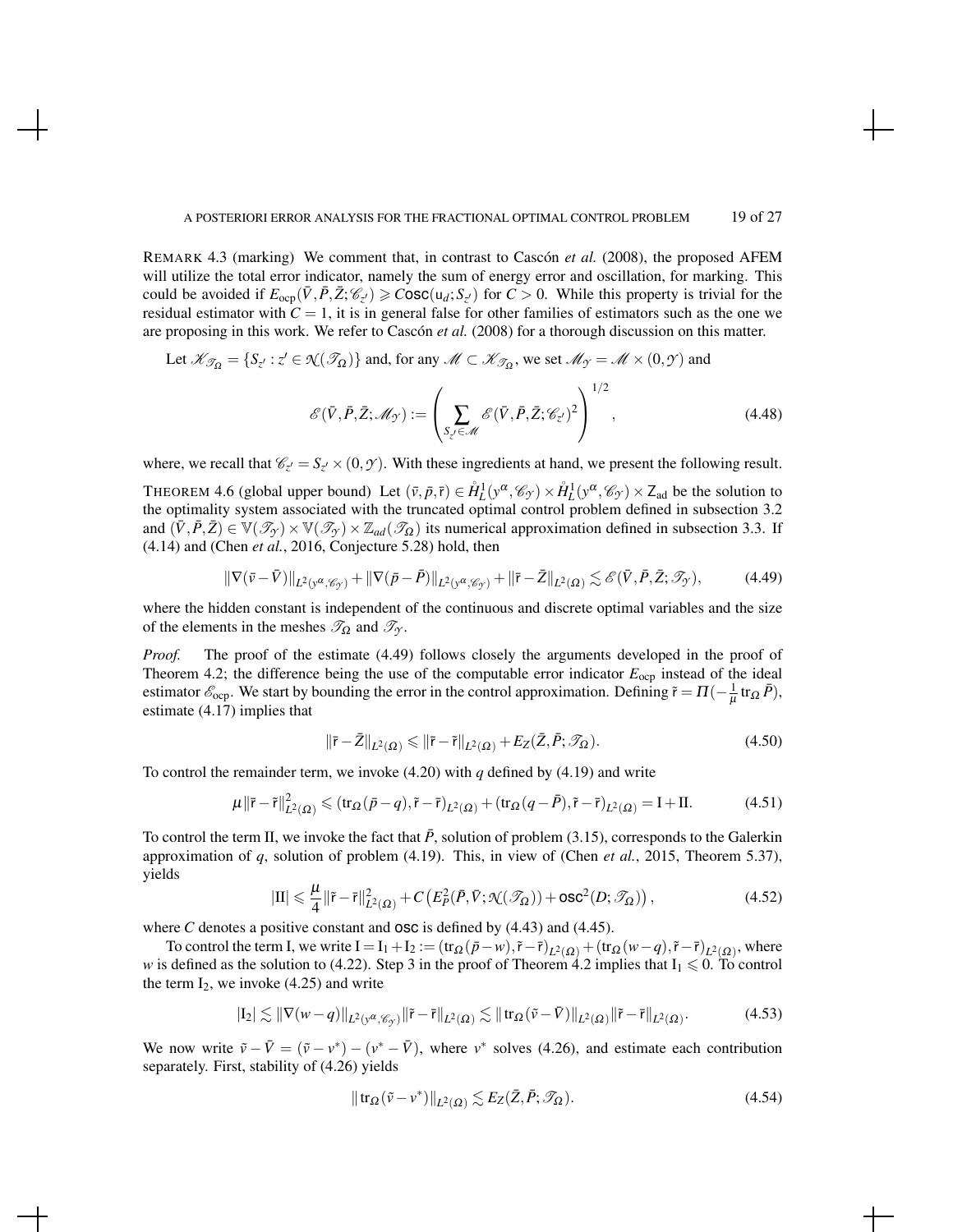REMARK 4.3 (marking) We comment that, in contrast to Cascón *et al.* (2008), the proposed AFEM will utilize the total error indicator, namely the sum of energy error and oscillation, for marking. This could be avoided if $E_{\text{ocp}}(\bar{V},\bar{P},\bar{Z};\mathscr{C}_{z'}) \geqslant C\text{osc}(\mathsf{u}_d;S_{z'})$ for $C>0$. While this property is trivial for the residual estimator with $C=1$, it is in general false for other families of estimators such as the one we are proposing in this work. We refer to Cascón *et al.* (2008) for a thorough discussion on this matter.

Let $\mathscr{K}_{\mathscr{T}_\Omega} = \{S_{z'} : z' \in \mathcal{N}(\mathscr{T}_\Omega)\}$ and, for any $\mathscr{M} \subset \mathscr{K}_{\mathscr{T}_\Omega}$, we set $\mathscr{M}_{\mathscr{Y}} = \mathscr{M} \times (0,\mathscr{Y})$ and

$$
\mathscr{E}(\bar{V},\bar{P},\bar{Z};\mathscr{M}_{\mathscr{Y}}) := \left( \sum_{S_{z'} \in \mathscr{M}} \mathscr{E}(\bar{V},\bar{P},\bar{Z};\mathscr{C}_{z'})^2 \right)^{1/2}, \tag{4.48}
$$

where, we recall that $\mathscr{C}_{z'} = S_{z'} \times (0,\mathscr{Y})$. With these ingredients at hand, we present the following result.

THEOREM 4.6 (global upper bound) Let $(\bar{v},\bar{p},\bar{\mathsf{r}}) \in \mathring{H}_L^1(y^\alpha,\mathscr{C}_{\mathscr{Y}}) \times \mathring{H}_L^1(y^\alpha,\mathscr{C}_{\mathscr{Y}}) \times \mathsf{Z}_{\text{ad}}$ be the solution to the optimality system associated with the truncated optimal control problem defined in subsection 3.2 and $(\bar{V},\bar{P},\bar{Z}) \in \mathbb{V}(\mathscr{T}_{\mathscr{Y}}) \times \mathbb{V}(\mathscr{T}_{\mathscr{Y}}) \times \mathbb{Z}_{ad}(\mathscr{T}_\Omega)$ its numerical approximation defined in subsection 3.3. If (4.14) and (Chen *et al.*, 2016, Conjecture 5.28) hold, then

$$
\|\nabla(\bar{v}-\bar{V})\|_{L^2(y^\alpha,\mathscr{C}_{\mathscr{Y}})} + \|\nabla(\bar{p}-\bar{P})\|_{L^2(y^\alpha,\mathscr{C}_{\mathscr{Y}})} + \|\bar{\mathsf{r}}-\bar{Z}\|_{L^2(\Omega)} \lesssim \mathscr{E}(\bar{V},\bar{P},\bar{Z};\mathscr{T}_{\mathscr{Y}}), \tag{4.49}
$$

where the hidden constant is independent of the continuous and discrete optimal variables and the size of the elements in the meshes $\mathscr{T}_\Omega$ and $\mathscr{T}_{\mathscr{Y}}$.

*Proof.* The proof of the estimate (4.49) follows closely the arguments developed in the proof of Theorem 4.2; the difference being the use of the computable error indicator $E_{\text{ocp}}$ instead of the ideal estimator $\mathscr{E}_{\text{ocp}}$. We start by bounding the error in the control approximation. Defining $\tilde{\mathsf{r}} = \Pi(-\frac{1}{\mu}\operatorname{tr}_\Omega \bar{P})$, estimate (4.17) implies that

$$
\|\bar{\mathsf{r}}-\bar{Z}\|_{L^2(\Omega)} \leqslant \|\bar{\mathsf{r}}-\tilde{\mathsf{r}}\|_{L^2(\Omega)} + E_Z(\bar{Z},\bar{P};\mathscr{T}_\Omega). \tag{4.50}
$$

To control the remainder term, we invoke (4.20) with $q$ defined by (4.19) and write

$$
\mu\|\bar{\mathsf{r}}-\tilde{\mathsf{r}}\|_{L^2(\Omega)}^2 \leqslant (\operatorname{tr}_\Omega(\bar{p}-q),\tilde{\mathsf{r}}-\bar{\mathsf{r}})_{L^2(\Omega)} + (\operatorname{tr}_\Omega(q-\bar{P}),\tilde{\mathsf{r}}-\bar{\mathsf{r}})_{L^2(\Omega)} = \mathrm{I}+\mathrm{II}. \tag{4.51}
$$

To control the term II, we invoke the fact that $\bar{P}$, solution of problem (3.15), corresponds to the Galerkin approximation of $q$, solution of problem (4.19). This, in view of (Chen *et al.*, 2015, Theorem 5.37), yields

$$
|\mathrm{II}| \leqslant \frac{\mu}{4}\|\tilde{\mathsf{r}}-\bar{\mathsf{r}}\|_{L^2(\Omega)}^2 + C\left(E_P^2(\bar{P},\bar{V};\mathcal{N}(\mathscr{T}_\Omega)) + \text{osc}^2(D;\mathscr{T}_\Omega)\right), \tag{4.52}
$$

where $C$ denotes a positive constant and osc is defined by (4.43) and (4.45).

To control the term I, we write $\mathrm{I} = \mathrm{I}_1 + \mathrm{I}_2 := (\operatorname{tr}_\Omega(\bar{p}-w),\tilde{\mathsf{r}}-\bar{\mathsf{r}})_{L^2(\Omega)} + (\operatorname{tr}_\Omega(w-q),\tilde{\mathsf{r}}-\bar{\mathsf{r}})_{L^2(\Omega)}$, where $w$ is defined as the solution to (4.22). Step 3 in the proof of Theorem 4.2 implies that $\mathrm{I}_1 \leqslant 0$. To control the term $\mathrm{I}_2$, we invoke (4.25) and write

$$
|\mathrm{I}_2| \lesssim \|\nabla(w-q)\|_{L^2(y^\alpha,\mathscr{C}_{\mathscr{Y}})}\|\tilde{\mathsf{r}}-\bar{\mathsf{r}}\|_{L^2(\Omega)} \lesssim \|\operatorname{tr}_\Omega(\tilde{v}-\bar{V})\|_{L^2(\Omega)}\|\tilde{\mathsf{r}}-\bar{\mathsf{r}}\|_{L^2(\Omega)}. \tag{4.53}
$$

We now write $\tilde{v}-\bar{V} = (\tilde{v}-v^*) - (v^*-\bar{V})$, where $v^*$ solves (4.26), and estimate each contribution separately. First, stability of (4.26) yields

$$
\|\operatorname{tr}_\Omega(\tilde{v}-v^*)\|_{L^2(\Omega)} \lesssim E_Z(\bar{Z},\bar{P};\mathscr{T}_\Omega). \tag{4.54}
$$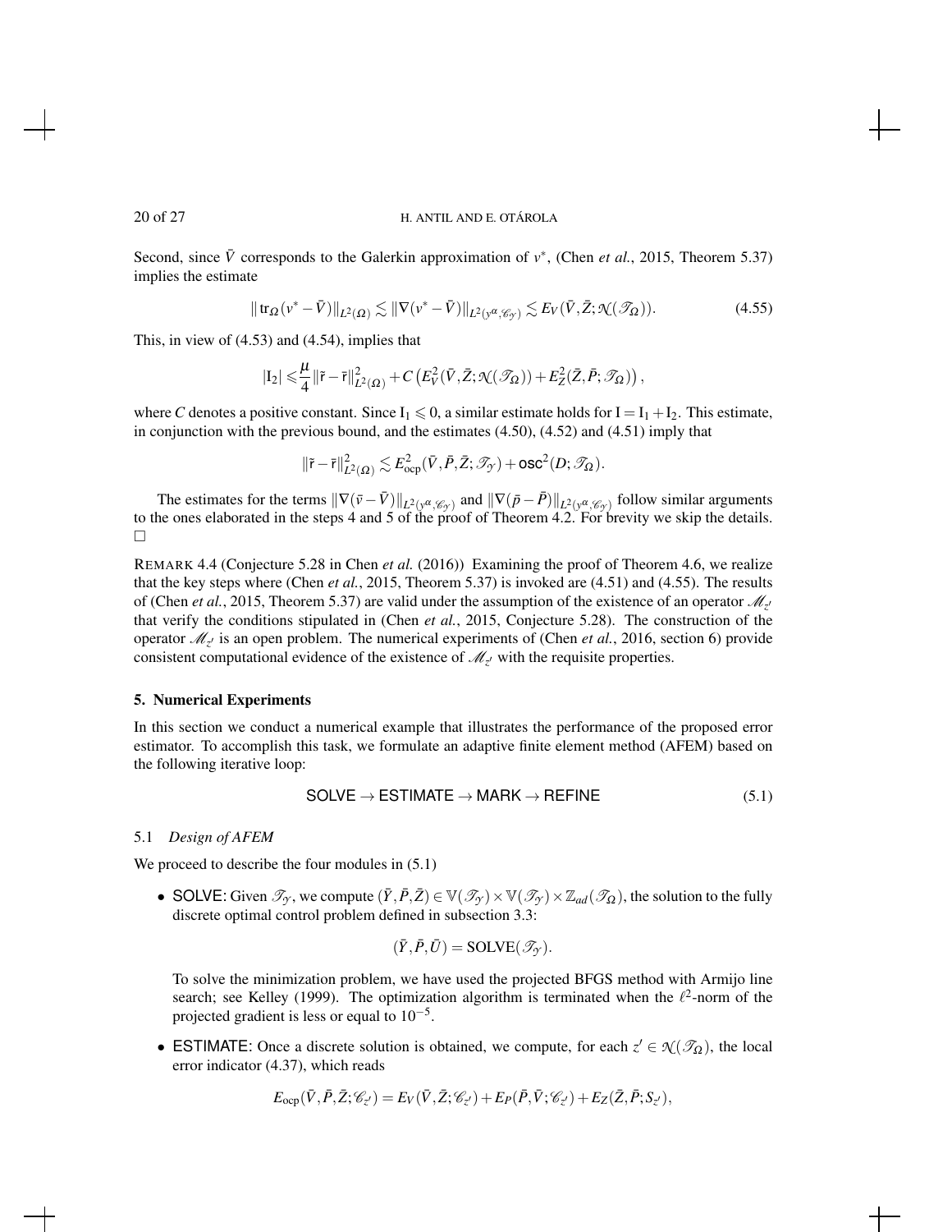Second, since $\bar{V}$ corresponds to the Galerkin approximation of $v^*$, (Chen *et al.*, 2015, Theorem 5.37) implies the estimate

$$\|\operatorname{tr}_\Omega(v^* - \bar{V})\|_{L^2(\Omega)} \lesssim \|\nabla(v^* - \bar{V})\|_{L^2(y^\alpha, \mathscr{C}_\mathscr{Y})} \lesssim E_V(\bar{V}, \bar{Z}; \mathscr{N}(\mathscr{T}_\Omega)). \tag{4.55}$$

This, in view of (4.53) and (4.54), implies that

$$|\mathrm{I}_2| \leqslant \frac{\mu}{4}\|\tilde{\mathsf{r}} - \bar{\mathsf{r}}\|^2_{L^2(\Omega)} + C\left(E_V^2(\bar{V}, \bar{Z}; \mathscr{N}(\mathscr{T}_\Omega)) + E_Z^2(\bar{Z}, \bar{P}; \mathscr{T}_\Omega)\right),$$

where $C$ denotes a positive constant. Since $\mathrm{I}_1 \leqslant 0$, a similar estimate holds for $\mathrm{I} = \mathrm{I}_1 + \mathrm{I}_2$. This estimate, in conjunction with the previous bound, and the estimates (4.50), (4.52) and (4.51) imply that

$$\|\tilde{\mathsf{r}} - \bar{\mathsf{r}}\|^2_{L^2(\Omega)} \lesssim E^2_{\mathrm{ocp}}(\bar{V}, \bar{P}, \bar{Z}; \mathscr{T}_\mathscr{Y}) + \mathsf{osc}^2(D; \mathscr{T}_\Omega).$$

The estimates for the terms $\|\nabla(\bar{v} - \bar{V})\|_{L^2(y^\alpha, \mathscr{C}_\mathscr{Y})}$ and $\|\nabla(\bar{p} - \bar{P})\|_{L^2(y^\alpha, \mathscr{C}_\mathscr{Y})}$ follow similar arguments to the ones elaborated in the steps 4 and 5 of the proof of Theorem 4.2. For brevity we skip the details. □

REMARK 4.4 (Conjecture 5.28 in Chen *et al.* (2016)) Examining the proof of Theorem 4.6, we realize that the key steps where (Chen *et al.*, 2015, Theorem 5.37) is invoked are (4.51) and (4.55). The results of (Chen *et al.*, 2015, Theorem 5.37) are valid under the assumption of the existence of an operator $\mathscr{M}_{z'}$ that verify the conditions stipulated in (Chen *et al.*, 2015, Conjecture 5.28). The construction of the operator $\mathscr{M}_{z'}$ is an open problem. The numerical experiments of (Chen *et al.*, 2016, section 6) provide consistent computational evidence of the existence of $\mathscr{M}_{z'}$ with the requisite properties.

## 5. Numerical Experiments

In this section we conduct a numerical example that illustrates the performance of the proposed error estimator. To accomplish this task, we formulate an adaptive finite element method (AFEM) based on the following iterative loop:

$$\mathsf{SOLVE} \rightarrow \mathsf{ESTIMATE} \rightarrow \mathsf{MARK} \rightarrow \mathsf{REFINE} \tag{5.1}$$

### 5.1 *Design of AFEM*

We proceed to describe the four modules in (5.1)

- $\mathsf{SOLVE}$: Given $\mathscr{T}_\mathscr{Y}$, we compute $(\bar{Y}, \bar{P}, \bar{Z}) \in \mathbb{V}(\mathscr{T}_\mathscr{Y}) \times \mathbb{V}(\mathscr{T}_\mathscr{Y}) \times \mathbb{Z}_{ad}(\mathscr{T}_\Omega)$, the solution to the fully discrete optimal control problem defined in subsection 3.3:

  $$(\bar{Y}, \bar{P}, \bar{U}) = \mathrm{SOLVE}(\mathscr{T}_\mathscr{Y}).$$

  To solve the minimization problem, we have used the projected BFGS method with Armijo line search; see Kelley (1999). The optimization algorithm is terminated when the $\ell^2$-norm of the projected gradient is less or equal to $10^{-5}$.

- $\mathsf{ESTIMATE}$: Once a discrete solution is obtained, we compute, for each $z' \in \mathscr{N}(\mathscr{T}_\Omega)$, the local error indicator (4.37), which reads

  $$E_{\mathrm{ocp}}(\bar{V}, \bar{P}, \bar{Z}; \mathscr{C}_{z'}) = E_V(\bar{V}, \bar{Z}; \mathscr{C}_{z'}) + E_P(\bar{P}, \bar{V}; \mathscr{C}_{z'}) + E_Z(\bar{Z}, \bar{P}; S_{z'}),$$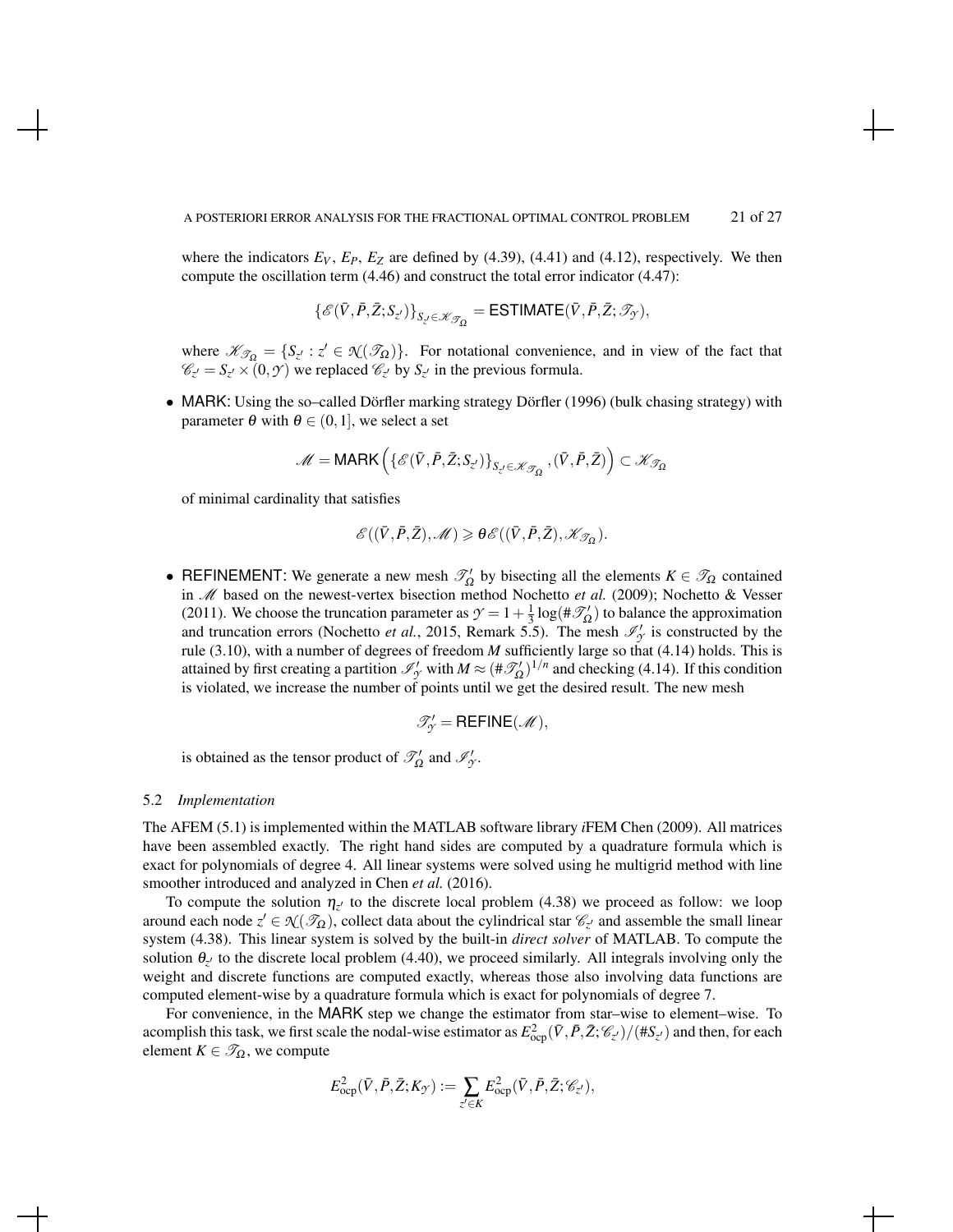where the indicators $E_V$, $E_P$, $E_Z$ are defined by (4.39), (4.41) and (4.12), respectively. We then compute the oscillation term (4.46) and construct the total error indicator (4.47):

$$\{\mathscr{E}(\bar{V},\bar{P},\bar{Z};S_{z'})\}_{S_{z'}\in\mathscr{K}_{\mathscr{T}_\Omega}} = \mathsf{ESTIMATE}(\bar{V},\bar{P},\bar{Z};\mathscr{T}_{\mathscr{Y}}),$$

where $\mathscr{K}_{\mathscr{T}_\Omega} = \{S_{z'} : z' \in \mathcal{N}(\mathscr{T}_\Omega)\}$. For notational convenience, and in view of the fact that $\mathscr{C}_{z'} = S_{z'} \times (0,\mathscr{Y})$ we replaced $\mathscr{C}_{z'}$ by $S_{z'}$ in the previous formula.

- MARK: Using the so–called Dörfler marking strategy Dörfler (1996) (bulk chasing strategy) with parameter $\theta$ with $\theta \in (0,1]$, we select a set

$$\mathscr{M} = \mathsf{MARK}\left(\{\mathscr{E}(\bar{V},\bar{P},\bar{Z};S_{z'})\}_{S_{z'}\in\mathscr{K}_{\mathscr{T}_\Omega}},(\bar{V},\bar{P},\bar{Z})\right) \subset \mathscr{K}_{\mathscr{T}_\Omega}$$

of minimal cardinality that satisfies

$$\mathscr{E}((\bar{V},\bar{P},\bar{Z}),\mathscr{M}) \geqslant \theta\mathscr{E}((\bar{V},\bar{P},\bar{Z}),\mathscr{K}_{\mathscr{T}_\Omega}).$$

- REFINEMENT: We generate a new mesh $\mathscr{T}'_\Omega$ by bisecting all the elements $K \in \mathscr{T}_\Omega$ contained in $\mathscr{M}$ based on the newest-vertex bisection method Nochetto *et al.* (2009); Nochetto & Vesser (2011). We choose the truncation parameter as $\mathscr{Y} = 1 + \frac{1}{3}\log(\#\mathscr{T}'_\Omega)$ to balance the approximation and truncation errors (Nochetto *et al.*, 2015, Remark 5.5). The mesh $\mathscr{I}'_{\mathscr{Y}}$ is constructed by the rule (3.10), with a number of degrees of freedom $M$ sufficiently large so that (4.14) holds. This is attained by first creating a partition $\mathscr{I}'_{\mathscr{Y}}$ with $M \approx (\#\mathscr{T}'_\Omega)^{1/n}$ and checking (4.14). If this condition is violated, we increase the number of points until we get the desired result. The new mesh

$$\mathscr{T}'_{\mathscr{Y}} = \mathsf{REFINE}(\mathscr{M}),$$

is obtained as the tensor product of $\mathscr{T}'_\Omega$ and $\mathscr{I}'_{\mathscr{Y}}$.

### 5.2 *Implementation*

The AFEM (5.1) is implemented within the MATLAB software library *i*FEM Chen (2009). All matrices have been assembled exactly. The right hand sides are computed by a quadrature formula which is exact for polynomials of degree 4. All linear systems were solved using he multigrid method with line smoother introduced and analyzed in Chen *et al.* (2016).

To compute the solution $\eta_{z'}$ to the discrete local problem (4.38) we proceed as follow: we loop around each node $z' \in \mathcal{N}(\mathscr{T}_\Omega)$, collect data about the cylindrical star $\mathscr{C}_{z'}$ and assemble the small linear system (4.38). This linear system is solved by the built-in *direct solver* of MATLAB. To compute the solution $\theta_{z'}$ to the discrete local problem (4.40), we proceed similarly. All integrals involving only the weight and discrete functions are computed exactly, whereas those also involving data functions are computed element-wise by a quadrature formula which is exact for polynomials of degree 7.

For convenience, in the MARK step we change the estimator from star–wise to element–wise. To acomplish this task, we first scale the nodal-wise estimator as $E^2_{\text{ocp}}(\bar{V},\bar{P},\bar{Z};\mathscr{C}_{z'})/(\#S_{z'})$ and then, for each element $K \in \mathscr{T}_\Omega$, we compute

$$E^2_{\text{ocp}}(\bar{V},\bar{P},\bar{Z};K_{\mathscr{Y}}) := \sum_{z'\in K} E^2_{\text{ocp}}(\bar{V},\bar{P},\bar{Z};\mathscr{C}_{z'}),$$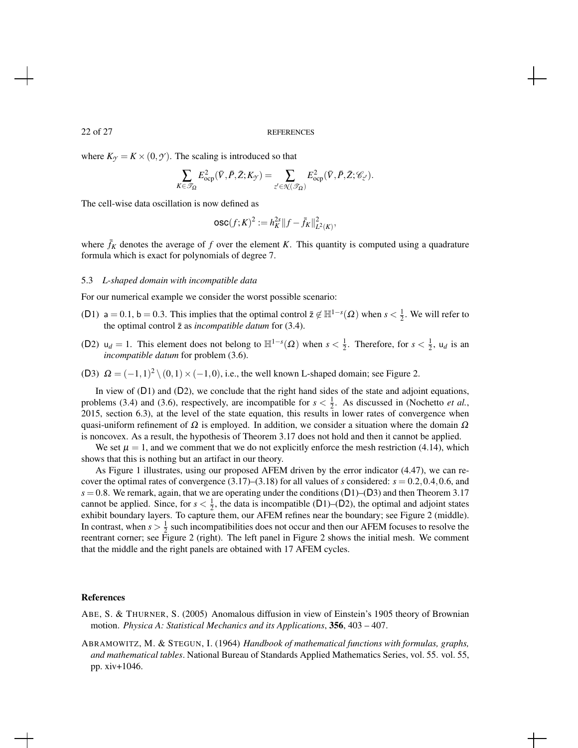where $K_{\mathscr{Y}} = K \times (0, \mathscr{Y})$. The scaling is introduced so that

$$\sum_{K \in \mathscr{T}_\Omega} E^2_{\mathrm{ocp}}(\bar{V}, \bar{P}, \bar{Z}; K_{\mathscr{Y}}) = \sum_{z' \in \mathcal{N}(\mathscr{T}_\Omega)} E^2_{\mathrm{ocp}}(\bar{V}, \bar{P}, \bar{Z}; \mathscr{C}_{z'}).$$

The cell-wise data oscillation is now defined as

$$\mathsf{osc}(f;K)^2 := h_K^{2s} \|f - \bar{f}_K\|^2_{L^2(K)},$$

where $\bar{f}_K$ denotes the average of $f$ over the element $K$. This quantity is computed using a quadrature formula which is exact for polynomials of degree 7.

### 5.3 *L-shaped domain with incompatible data*

For our numerical example we consider the worst possible scenario:

(D1) $\mathsf{a} = 0.1$, $\mathsf{b} = 0.3$. This implies that the optimal control $\bar{\mathsf{z}} \notin \mathbb{H}^{1-s}(\Omega)$ when $s < \frac{1}{2}$. We will refer to the optimal control $\bar{\mathsf{z}}$ as *incompatible datum* for (3.4).

(D2) $\mathsf{u}_d = 1$. This element does not belong to $\mathbb{H}^{1-s}(\Omega)$ when $s < \frac{1}{2}$. Therefore, for $s < \frac{1}{2}$, $\mathsf{u}_d$ is an *incompatible datum* for problem (3.6).

(D3) $\Omega = (-1,1)^2 \setminus (0,1) \times (-1,0)$, i.e., the well known L-shaped domain; see Figure 2.

In view of (D1) and (D2), we conclude that the right hand sides of the state and adjoint equations, problems (3.4) and (3.6), respectively, are incompatible for $s < \frac{1}{2}$. As discussed in (Nochetto *et al.*, 2015, section 6.3), at the level of the state equation, this results in lower rates of convergence when quasi-uniform refinement of $\Omega$ is employed. In addition, we consider a situation where the domain $\Omega$ is noncovex. As a result, the hypothesis of Theorem 3.17 does not hold and then it cannot be applied.

We set $\mu = 1$, and we comment that we do not explicitly enforce the mesh restriction (4.14), which shows that this is nothing but an artifact in our theory.

As Figure 1 illustrates, using our proposed AFEM driven by the error indicator (4.47), we can recover the optimal rates of convergence (3.17)–(3.18) for all values of $s$ considered: $s = 0.2, 0.4, 0.6$, and $s = 0.8$. We remark, again, that we are operating under the conditions (D1)–(D3) and then Theorem 3.17 cannot be applied. Since, for $s < \frac{1}{2}$, the data is incompatible (D1)–(D2), the optimal and adjoint states exhibit boundary layers. To capture them, our AFEM refines near the boundary; see Figure 2 (middle). In contrast, when $s > \frac{1}{2}$ such incompatibilities does not occur and then our AFEM focuses to resolve the reentrant corner; see Figure 2 (right). The left panel in Figure 2 shows the initial mesh. We comment that the middle and the right panels are obtained with 17 AFEM cycles.

## References

ABE, S. & THURNER, S. (2005) Anomalous diffusion in view of Einstein's 1905 theory of Brownian motion. *Physica A: Statistical Mechanics and its Applications*, **356**, 403 – 407.

ABRAMOWITZ, M. & STEGUN, I. (1964) *Handbook of mathematical functions with formulas, graphs, and mathematical tables*. National Bureau of Standards Applied Mathematics Series, vol. 55. vol. 55, pp. xiv+1046.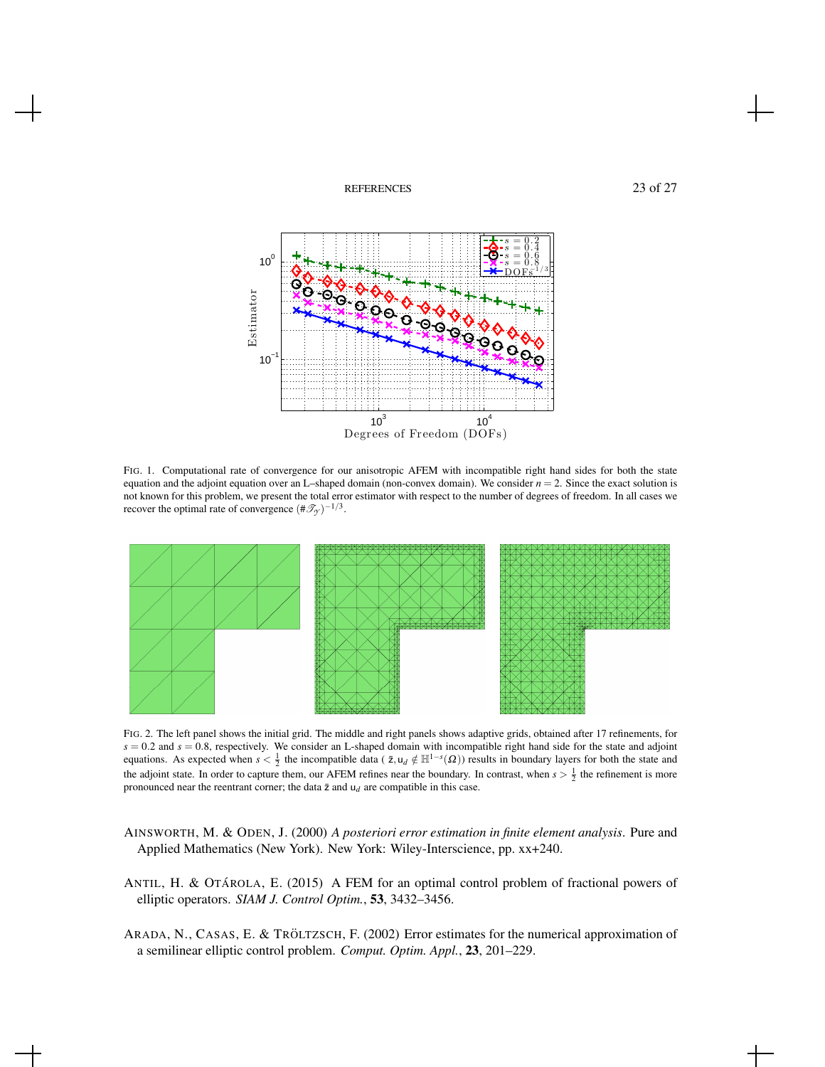FIG. 1. Computational rate of convergence for our anisotropic AFEM with incompatible right hand sides for both the state equation and the adjoint equation over an L–shaped domain (non-convex domain). We consider $n = 2$. Since the exact solution is not known for this problem, we present the total error estimator with respect to the number of degrees of freedom. In all cases we recover the optimal rate of convergence $(\#\mathscr{T}_{\mathscr{Y}})^{-1/3}$.

FIG. 2. The left panel shows the initial grid. The middle and right panels shows adaptive grids, obtained after 17 refinements, for $s = 0.2$ and $s = 0.8$, respectively. We consider an L-shaped domain with incompatible right hand side for the state and adjoint equations. As expected when $s < \frac{1}{2}$ the incompatible data ( $\bar{\mathsf{z}}, \mathsf{u}_d \notin \mathbb{H}^{1-s}(\Omega)$) results in boundary layers for both the state and the adjoint state. In order to capture them, our AFEM refines near the boundary. In contrast, when $s > \frac{1}{2}$ the refinement is more pronounced near the reentrant corner; the data $\bar{\mathsf{z}}$ and $\mathsf{u}_d$ are compatible in this case.

AINSWORTH, M. & ODEN, J. (2000) *A posteriori error estimation in finite element analysis*. Pure and Applied Mathematics (New York). New York: Wiley-Interscience, pp. xx+240.

ANTIL, H. & OTÁROLA, E. (2015) A FEM for an optimal control problem of fractional powers of elliptic operators. *SIAM J. Control Optim.*, **53**, 3432–3456.

ARADA, N., CASAS, E. & TRÖLTZSCH, F. (2002) Error estimates for the numerical approximation of a semilinear elliptic control problem. *Comput. Optim. Appl.*, **23**, 201–229.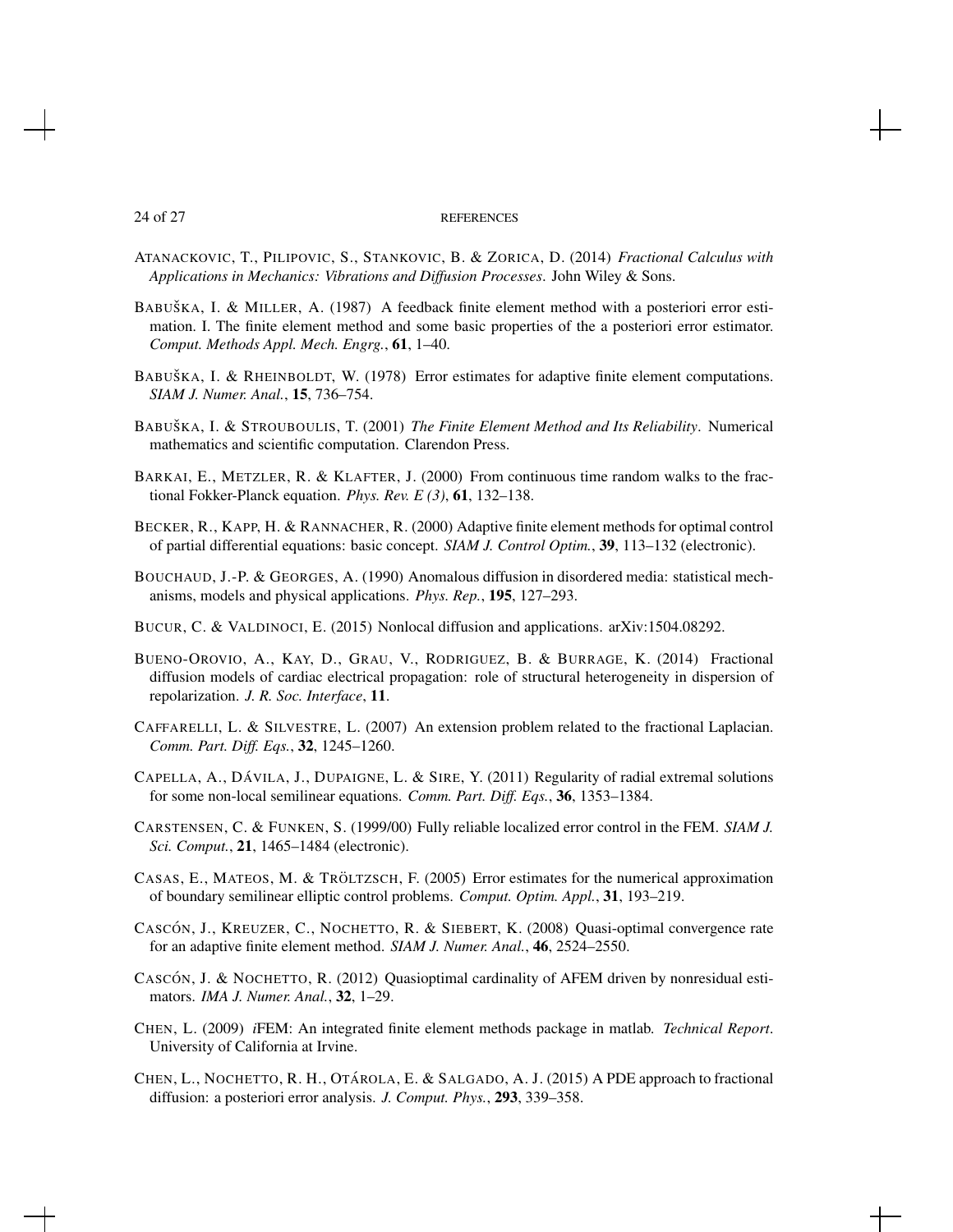ATANACKOVIC, T., PILIPOVIC, S., STANKOVIC, B. & ZORICA, D. (2014) *Fractional Calculus with Applications in Mechanics: Vibrations and Diffusion Processes*. John Wiley & Sons.

BABUŠKA, I. & MILLER, A. (1987) A feedback finite element method with a posteriori error estimation. I. The finite element method and some basic properties of the a posteriori error estimator. *Comput. Methods Appl. Mech. Engrg.*, **61**, 1–40.

BABUŠKA, I. & RHEINBOLDT, W. (1978) Error estimates for adaptive finite element computations. *SIAM J. Numer. Anal.*, **15**, 736–754.

BABUŠKA, I. & STROUBOULIS, T. (2001) *The Finite Element Method and Its Reliability*. Numerical mathematics and scientific computation. Clarendon Press.

BARKAI, E., METZLER, R. & KLAFTER, J. (2000) From continuous time random walks to the fractional Fokker-Planck equation. *Phys. Rev. E (3)*, **61**, 132–138.

BECKER, R., KAPP, H. & RANNACHER, R. (2000) Adaptive finite element methods for optimal control of partial differential equations: basic concept. *SIAM J. Control Optim.*, **39**, 113–132 (electronic).

BOUCHAUD, J.-P. & GEORGES, A. (1990) Anomalous diffusion in disordered media: statistical mechanisms, models and physical applications. *Phys. Rep.*, **195**, 127–293.

BUCUR, C. & VALDINOCI, E. (2015) Nonlocal diffusion and applications. arXiv:1504.08292.

BUENO-OROVIO, A., KAY, D., GRAU, V., RODRIGUEZ, B. & BURRAGE, K. (2014) Fractional diffusion models of cardiac electrical propagation: role of structural heterogeneity in dispersion of repolarization. *J. R. Soc. Interface*, **11**.

CAFFARELLI, L. & SILVESTRE, L. (2007) An extension problem related to the fractional Laplacian. *Comm. Part. Diff. Eqs.*, **32**, 1245–1260.

CAPELLA, A., DÁVILA, J., DUPAIGNE, L. & SIRE, Y. (2011) Regularity of radial extremal solutions for some non-local semilinear equations. *Comm. Part. Diff. Eqs.*, **36**, 1353–1384.

CARSTENSEN, C. & FUNKEN, S. (1999/00) Fully reliable localized error control in the FEM. *SIAM J. Sci. Comput.*, **21**, 1465–1484 (electronic).

CASAS, E., MATEOS, M. & TRÖLTZSCH, F. (2005) Error estimates for the numerical approximation of boundary semilinear elliptic control problems. *Comput. Optim. Appl.*, **31**, 193–219.

CASCÓN, J., KREUZER, C., NOCHETTO, R. & SIEBERT, K. (2008) Quasi-optimal convergence rate for an adaptive finite element method. *SIAM J. Numer. Anal.*, **46**, 2524–2550.

CASCÓN, J. & NOCHETTO, R. (2012) Quasioptimal cardinality of AFEM driven by nonresidual estimators. *IMA J. Numer. Anal.*, **32**, 1–29.

CHEN, L. (2009) *i*FEM: An integrated finite element methods package in matlab. *Technical Report*. University of California at Irvine.

CHEN, L., NOCHETTO, R. H., OTÁROLA, E. & SALGADO, A. J. (2015) A PDE approach to fractional diffusion: a posteriori error analysis. *J. Comput. Phys.*, **293**, 339–358.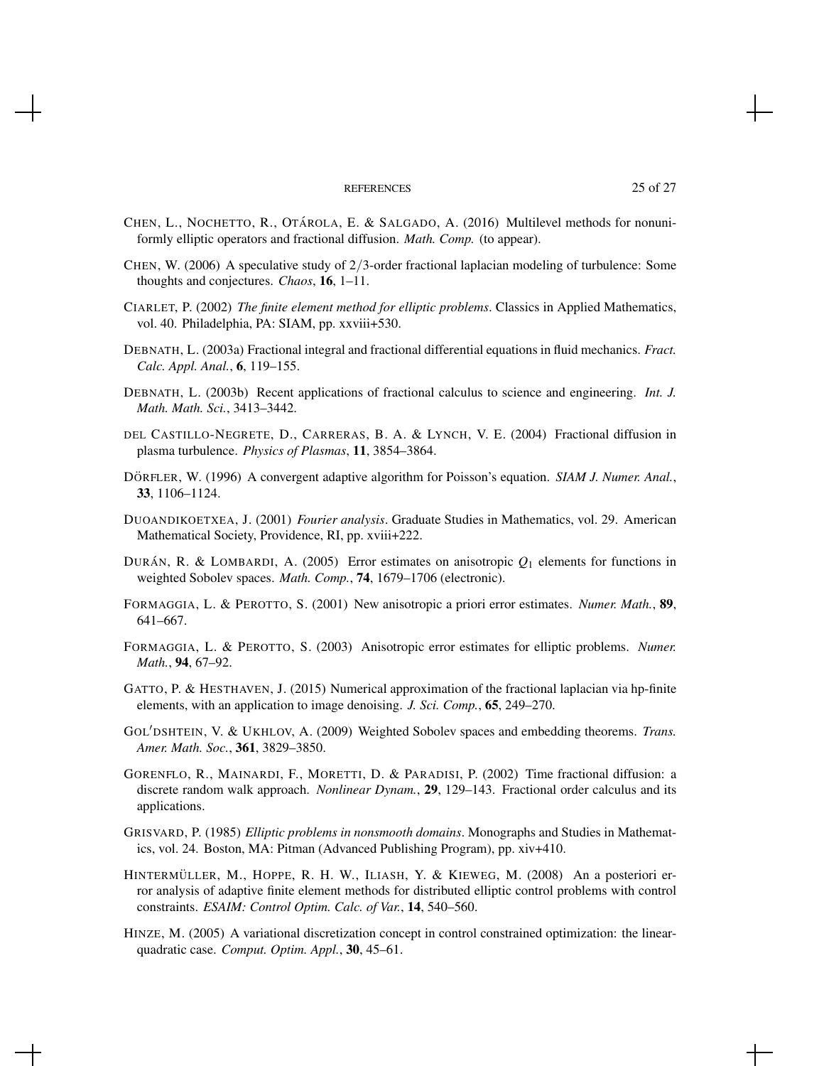CHEN, L., NOCHETTO, R., OTÁROLA, E. & SALGADO, A. (2016) Multilevel methods for nonuniformly elliptic operators and fractional diffusion. *Math. Comp.* (to appear).

CHEN, W. (2006) A speculative study of $2/3$-order fractional laplacian modeling of turbulence: Some thoughts and conjectures. *Chaos*, **16**, 1–11.

CIARLET, P. (2002) *The finite element method for elliptic problems*. Classics in Applied Mathematics, vol. 40. Philadelphia, PA: SIAM, pp. xxviii+530.

DEBNATH, L. (2003a) Fractional integral and fractional differential equations in fluid mechanics. *Fract. Calc. Appl. Anal.*, **6**, 119–155.

DEBNATH, L. (2003b) Recent applications of fractional calculus to science and engineering. *Int. J. Math. Math. Sci.*, 3413–3442.

DEL CASTILLO-NEGRETE, D., CARRERAS, B. A. & LYNCH, V. E. (2004) Fractional diffusion in plasma turbulence. *Physics of Plasmas*, **11**, 3854–3864.

DÖRFLER, W. (1996) A convergent adaptive algorithm for Poisson's equation. *SIAM J. Numer. Anal.*, **33**, 1106–1124.

DUOANDIKOETXEA, J. (2001) *Fourier analysis*. Graduate Studies in Mathematics, vol. 29. American Mathematical Society, Providence, RI, pp. xviii+222.

DURÁN, R. & LOMBARDI, A. (2005) Error estimates on anisotropic $Q_1$ elements for functions in weighted Sobolev spaces. *Math. Comp.*, **74**, 1679–1706 (electronic).

FORMAGGIA, L. & PEROTTO, S. (2001) New anisotropic a priori error estimates. *Numer. Math.*, **89**, 641–667.

FORMAGGIA, L. & PEROTTO, S. (2003) Anisotropic error estimates for elliptic problems. *Numer. Math.*, **94**, 67–92.

GATTO, P. & HESTHAVEN, J. (2015) Numerical approximation of the fractional laplacian via hp-finite elements, with an application to image denoising. *J. Sci. Comp.*, **65**, 249–270.

GOL′DSHTEIN, V. & UKHLOV, A. (2009) Weighted Sobolev spaces and embedding theorems. *Trans. Amer. Math. Soc.*, **361**, 3829–3850.

GORENFLO, R., MAINARDI, F., MORETTI, D. & PARADISI, P. (2002) Time fractional diffusion: a discrete random walk approach. *Nonlinear Dynam.*, **29**, 129–143. Fractional order calculus and its applications.

GRISVARD, P. (1985) *Elliptic problems in nonsmooth domains*. Monographs and Studies in Mathematics, vol. 24. Boston, MA: Pitman (Advanced Publishing Program), pp. xiv+410.

HINTERMÜLLER, M., HOPPE, R. H. W., ILIASH, Y. & KIEWEG, M. (2008) An a posteriori error analysis of adaptive finite element methods for distributed elliptic control problems with control constraints. *ESAIM: Control Optim. Calc. of Var.*, **14**, 540–560.

HINZE, M. (2005) A variational discretization concept in control constrained optimization: the linear-quadratic case. *Comput. Optim. Appl.*, **30**, 45–61.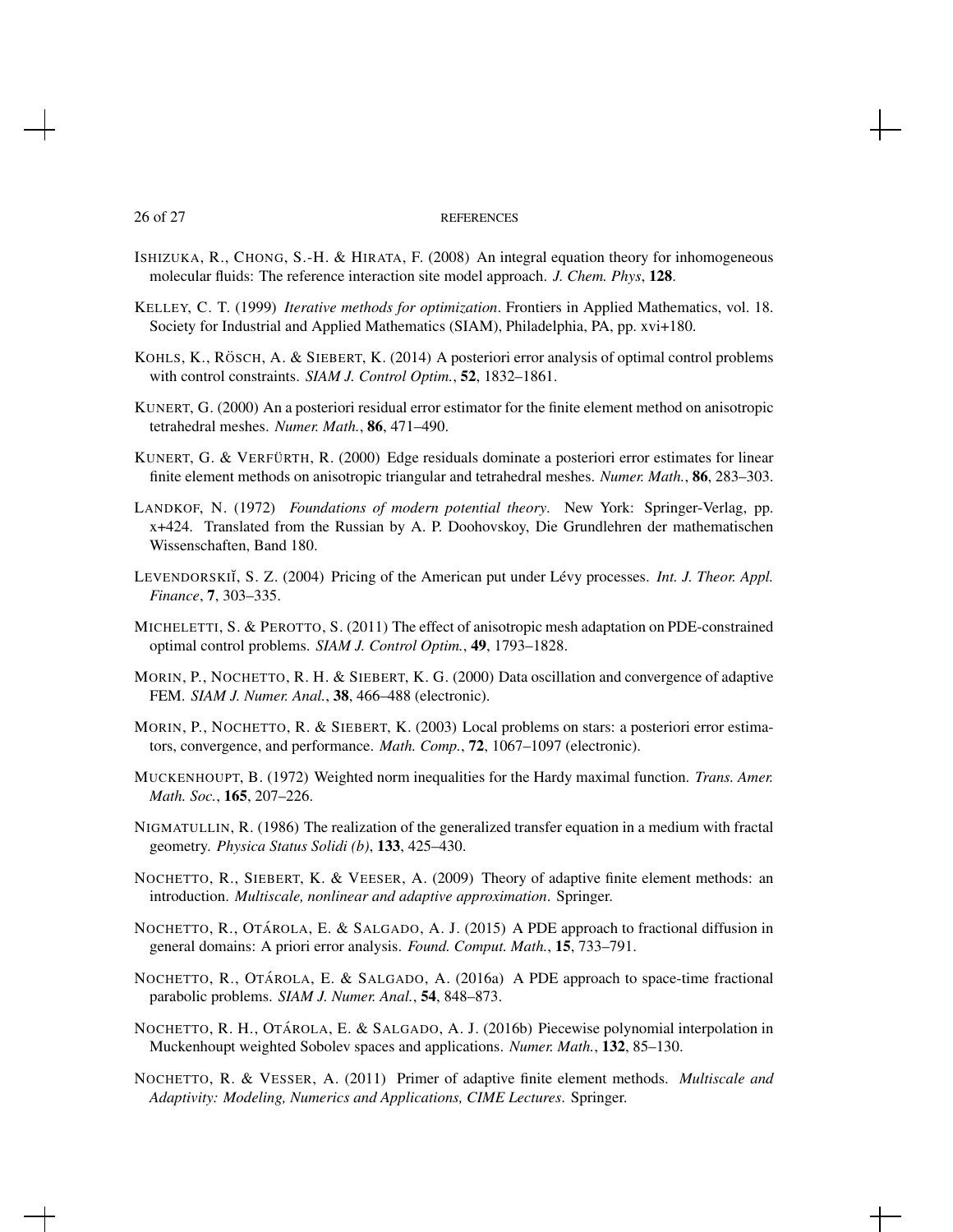ISHIZUKA, R., CHONG, S.-H. & HIRATA, F. (2008) An integral equation theory for inhomogeneous molecular fluids: The reference interaction site model approach. *J. Chem. Phys*, **128**.

KELLEY, C. T. (1999) *Iterative methods for optimization*. Frontiers in Applied Mathematics, vol. 18. Society for Industrial and Applied Mathematics (SIAM), Philadelphia, PA, pp. xvi+180.

KOHLS, K., RÖSCH, A. & SIEBERT, K. (2014) A posteriori error analysis of optimal control problems with control constraints. *SIAM J. Control Optim.*, **52**, 1832–1861.

KUNERT, G. (2000) An a posteriori residual error estimator for the finite element method on anisotropic tetrahedral meshes. *Numer. Math.*, **86**, 471–490.

KUNERT, G. & VERFÜRTH, R. (2000) Edge residuals dominate a posteriori error estimates for linear finite element methods on anisotropic triangular and tetrahedral meshes. *Numer. Math.*, **86**, 283–303.

LANDKOF, N. (1972) *Foundations of modern potential theory*. New York: Springer-Verlag, pp. x+424. Translated from the Russian by A. P. Doohovskoy, Die Grundlehren der mathematischen Wissenschaften, Band 180.

LEVENDORSKIĬ, S. Z. (2004) Pricing of the American put under Lévy processes. *Int. J. Theor. Appl. Finance*, **7**, 303–335.

MICHELETTI, S. & PEROTTO, S. (2011) The effect of anisotropic mesh adaptation on PDE-constrained optimal control problems. *SIAM J. Control Optim.*, **49**, 1793–1828.

MORIN, P., NOCHETTO, R. H. & SIEBERT, K. G. (2000) Data oscillation and convergence of adaptive FEM. *SIAM J. Numer. Anal.*, **38**, 466–488 (electronic).

MORIN, P., NOCHETTO, R. & SIEBERT, K. (2003) Local problems on stars: a posteriori error estimators, convergence, and performance. *Math. Comp.*, **72**, 1067–1097 (electronic).

MUCKENHOUPT, B. (1972) Weighted norm inequalities for the Hardy maximal function. *Trans. Amer. Math. Soc.*, **165**, 207–226.

NIGMATULLIN, R. (1986) The realization of the generalized transfer equation in a medium with fractal geometry. *Physica Status Solidi (b)*, **133**, 425–430.

NOCHETTO, R., SIEBERT, K. & VEESER, A. (2009) Theory of adaptive finite element methods: an introduction. *Multiscale, nonlinear and adaptive approximation*. Springer.

NOCHETTO, R., OTÁROLA, E. & SALGADO, A. J. (2015) A PDE approach to fractional diffusion in general domains: A priori error analysis. *Found. Comput. Math.*, **15**, 733–791.

NOCHETTO, R., OTÁROLA, E. & SALGADO, A. (2016a) A PDE approach to space-time fractional parabolic problems. *SIAM J. Numer. Anal.*, **54**, 848–873.

NOCHETTO, R. H., OTÁROLA, E. & SALGADO, A. J. (2016b) Piecewise polynomial interpolation in Muckenhoupt weighted Sobolev spaces and applications. *Numer. Math.*, **132**, 85–130.

NOCHETTO, R. & VESSER, A. (2011) Primer of adaptive finite element methods. *Multiscale and Adaptivity: Modeling, Numerics and Applications, CIME Lectures*. Springer.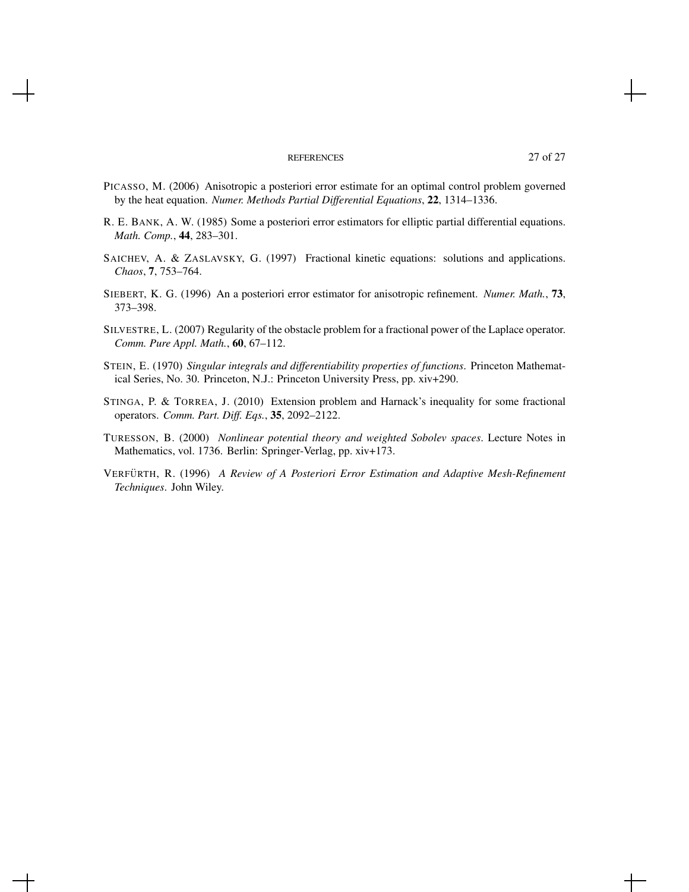PICASSO, M. (2006) Anisotropic a posteriori error estimate for an optimal control problem governed by the heat equation. *Numer. Methods Partial Differential Equations*, **22**, 1314–1336.

R. E. BANK, A. W. (1985) Some a posteriori error estimators for elliptic partial differential equations. *Math. Comp.*, **44**, 283–301.

SAICHEV, A. & ZASLAVSKY, G. (1997) Fractional kinetic equations: solutions and applications. *Chaos*, **7**, 753–764.

SIEBERT, K. G. (1996) An a posteriori error estimator for anisotropic refinement. *Numer. Math.*, **73**, 373–398.

SILVESTRE, L. (2007) Regularity of the obstacle problem for a fractional power of the Laplace operator. *Comm. Pure Appl. Math.*, **60**, 67–112.

STEIN, E. (1970) *Singular integrals and differentiability properties of functions*. Princeton Mathematical Series, No. 30. Princeton, N.J.: Princeton University Press, pp. xiv+290.

STINGA, P. & TORREA, J. (2010) Extension problem and Harnack's inequality for some fractional operators. *Comm. Part. Diff. Eqs.*, **35**, 2092–2122.

TURESSON, B. (2000) *Nonlinear potential theory and weighted Sobolev spaces*. Lecture Notes in Mathematics, vol. 1736. Berlin: Springer-Verlag, pp. xiv+173.

VERFÜRTH, R. (1996) *A Review of A Posteriori Error Estimation and Adaptive Mesh-Refinement Techniques*. John Wiley.